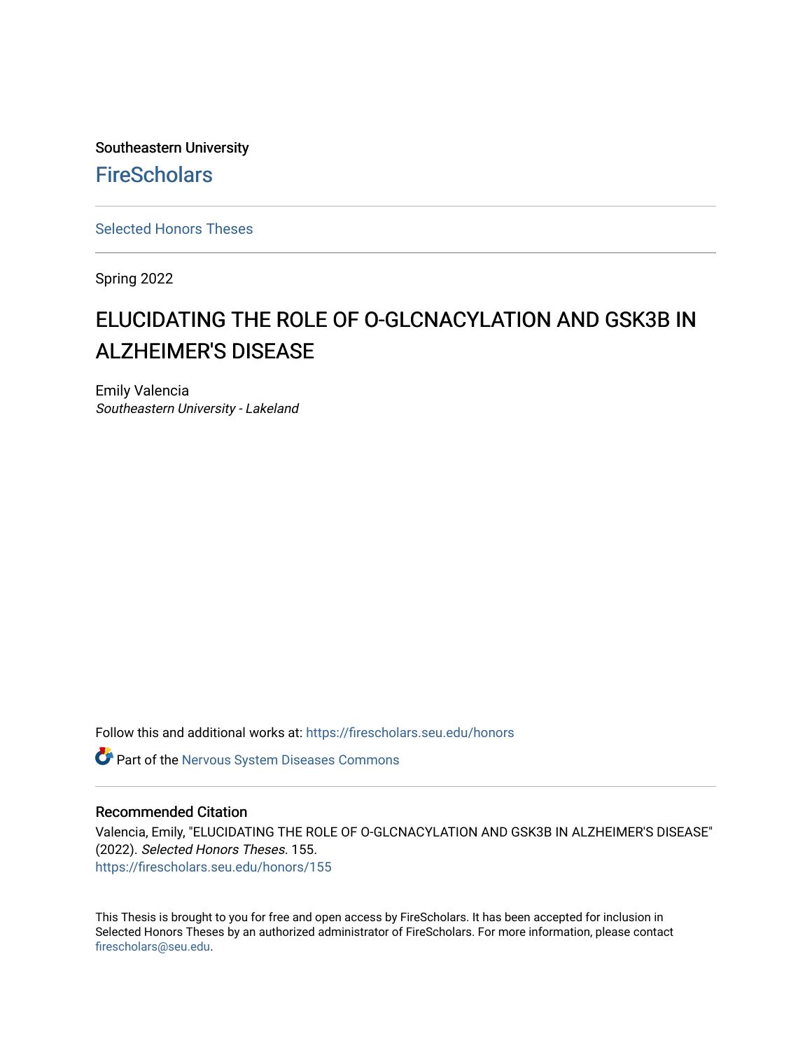Southeastern University

FireScholars

Selected Honors Theses

Spring 2022

# ELUCIDATING THE ROLE OF O-GLCNACYLATION AND GSK3B IN ALZHEIMER'S DISEASE

Emily Valencia
*Southeastern University - Lakeland*

Follow this and additional works at: https://firescholars.seu.edu/honors

Part of the Nervous System Diseases Commons

## Recommended Citation

Valencia, Emily, "ELUCIDATING THE ROLE OF O-GLCNACYLATION AND GSK3B IN ALZHEIMER'S DISEASE" (2022). *Selected Honors Theses*. 155.
https://firescholars.seu.edu/honors/155

This Thesis is brought to you for free and open access by FireScholars. It has been accepted for inclusion in Selected Honors Theses by an authorized administrator of FireScholars. For more information, please contact firescholars@seu.edu.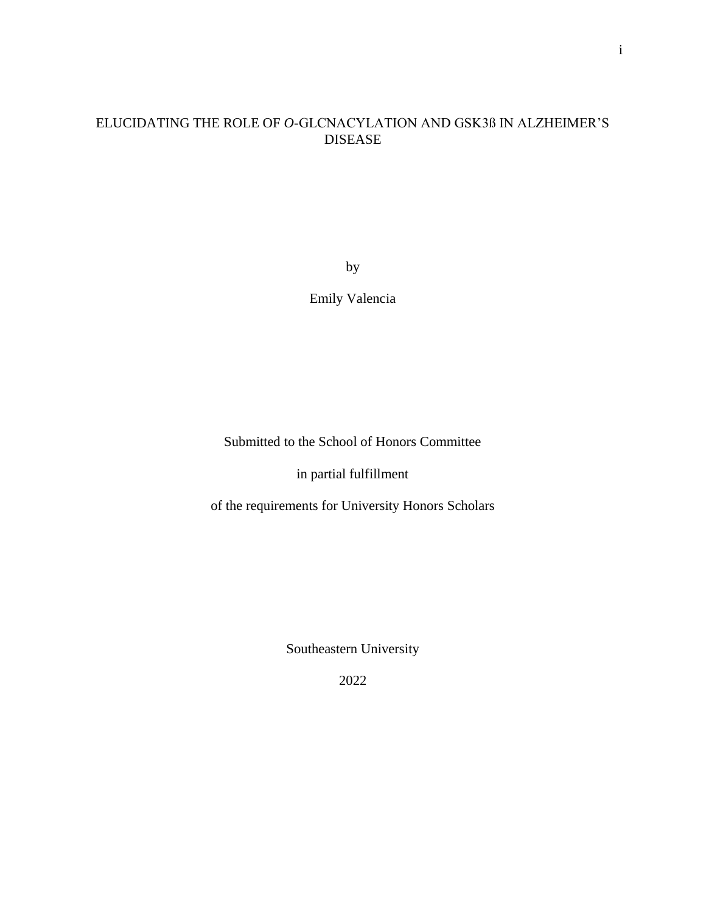# ELUCIDATING THE ROLE OF *O*-GLCNACYLATION AND GSK3ß IN ALZHEIMER'S DISEASE

by

Emily Valencia

Submitted to the School of Honors Committee

in partial fulfillment

of the requirements for University Honors Scholars

Southeastern University

2022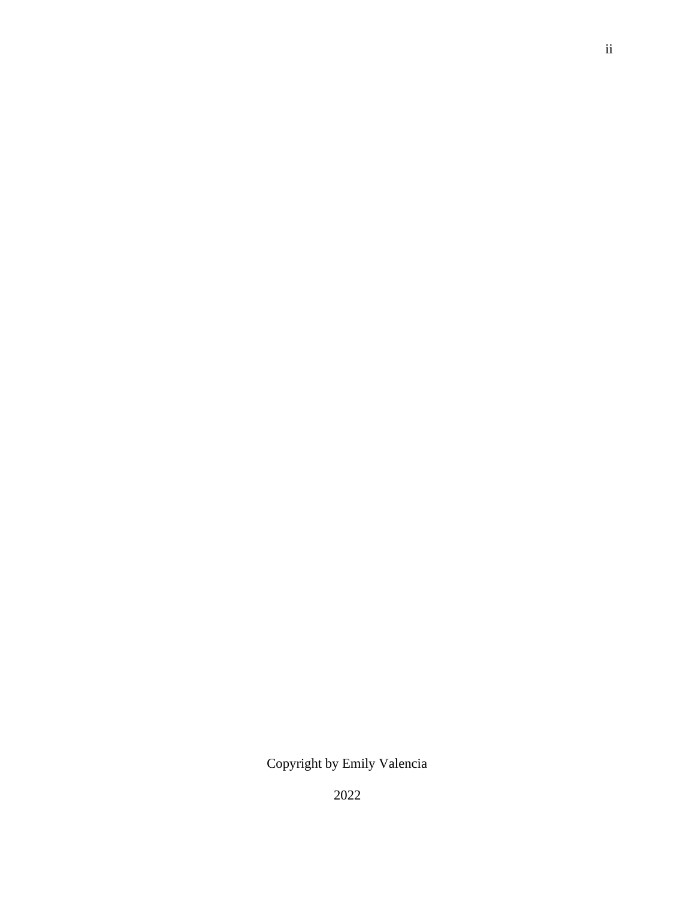Copyright by Emily Valencia

2022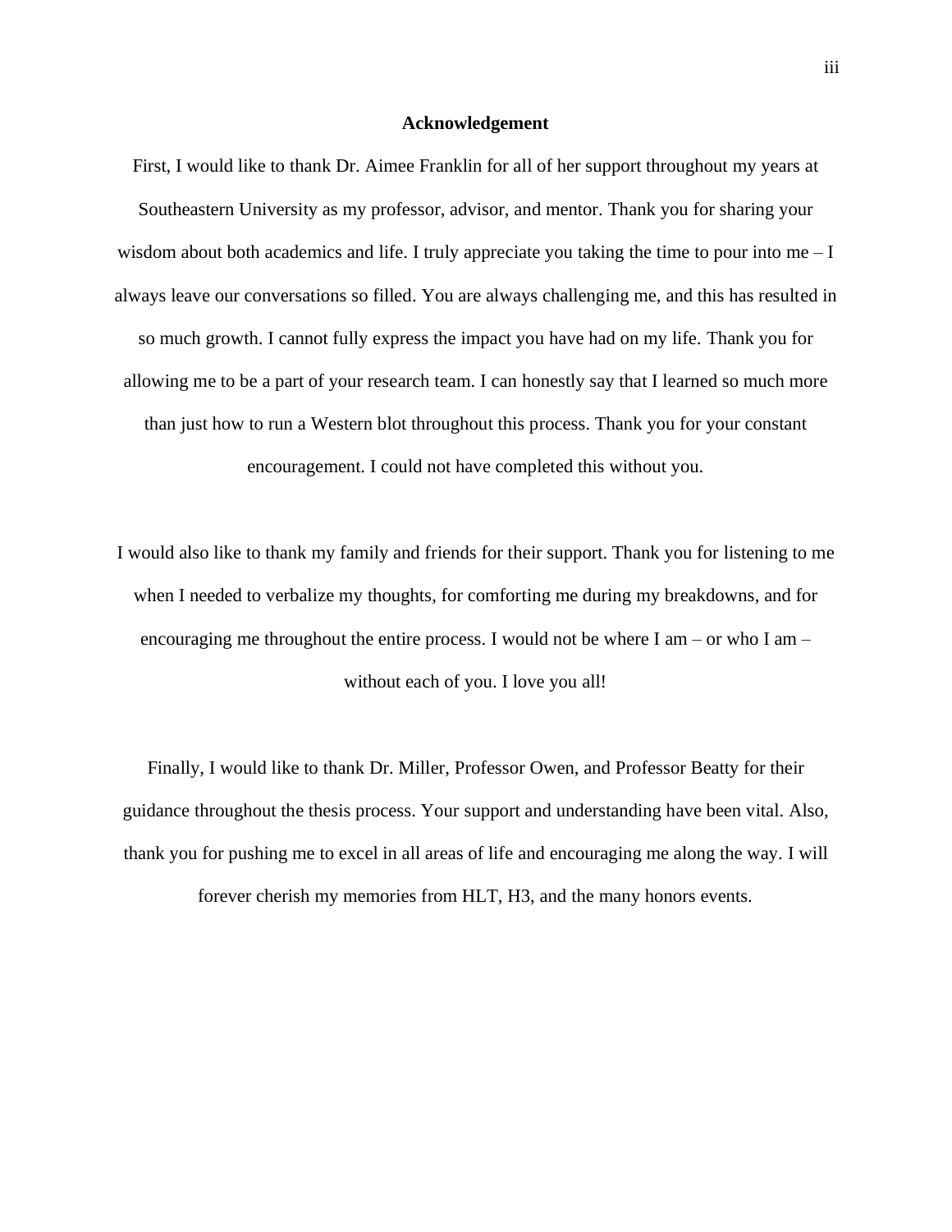## Acknowledgement

First, I would like to thank Dr. Aimee Franklin for all of her support throughout my years at Southeastern University as my professor, advisor, and mentor. Thank you for sharing your wisdom about both academics and life. I truly appreciate you taking the time to pour into me – I always leave our conversations so filled. You are always challenging me, and this has resulted in so much growth. I cannot fully express the impact you have had on my life. Thank you for allowing me to be a part of your research team. I can honestly say that I learned so much more than just how to run a Western blot throughout this process. Thank you for your constant encouragement. I could not have completed this without you.

I would also like to thank my family and friends for their support. Thank you for listening to me when I needed to verbalize my thoughts, for comforting me during my breakdowns, and for encouraging me throughout the entire process. I would not be where I am – or who I am – without each of you. I love you all!

Finally, I would like to thank Dr. Miller, Professor Owen, and Professor Beatty for their guidance throughout the thesis process. Your support and understanding have been vital. Also, thank you for pushing me to excel in all areas of life and encouraging me along the way. I will forever cherish my memories from HLT, H3, and the many honors events.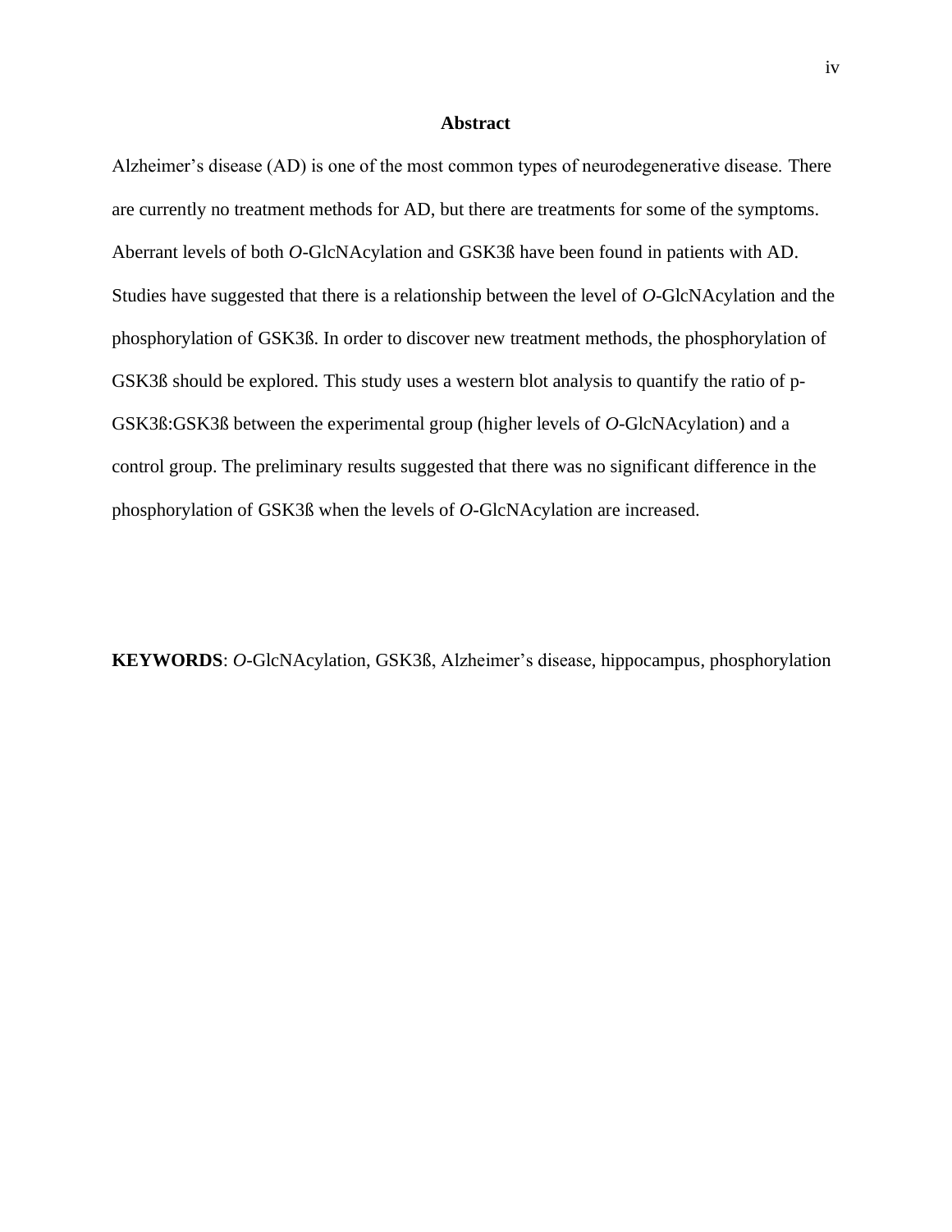# Abstract

Alzheimer's disease (AD) is one of the most common types of neurodegenerative disease. There are currently no treatment methods for AD, but there are treatments for some of the symptoms. Aberrant levels of both *O*-GlcNAcylation and GSK3ß have been found in patients with AD. Studies have suggested that there is a relationship between the level of *O*-GlcNAcylation and the phosphorylation of GSK3ß. In order to discover new treatment methods, the phosphorylation of GSK3ß should be explored. This study uses a western blot analysis to quantify the ratio of p-GSK3ß:GSK3ß between the experimental group (higher levels of *O*-GlcNAcylation) and a control group. The preliminary results suggested that there was no significant difference in the phosphorylation of GSK3ß when the levels of *O*-GlcNAcylation are increased.

**KEYWORDS**: *O*-GlcNAcylation, GSK3ß, Alzheimer's disease, hippocampus, phosphorylation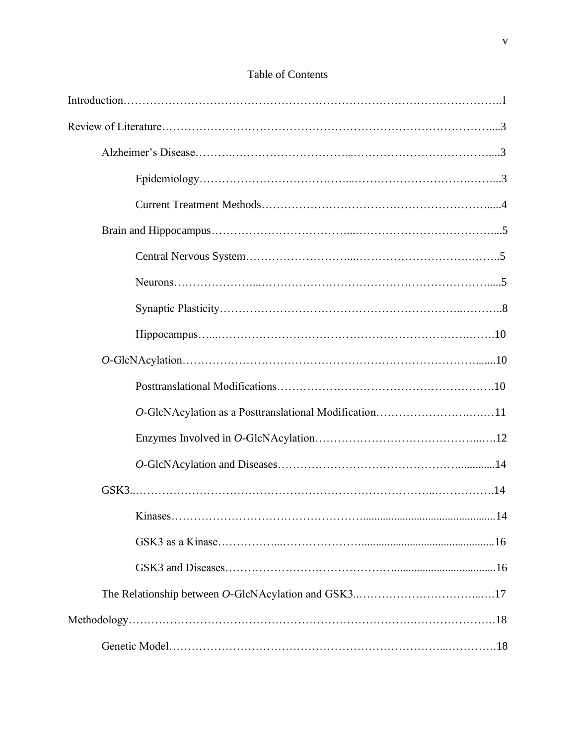# Table of Contents

Introduction……………………………………………………………………………………..1

Review of Literature………………………………………………………………………….....3

- Alzheimer's Disease……….………………………...………………………………….....3
  - Epidemiology………………………………....……………………………….……...3
  - Current Treatment Methods…………………………………………………….......4
- Brain and Hippocampus……………………………...……………………………….....5
  - Central Nervous System……………………...………………………………..……..5
  - Neurons…………………...………………………………………………………......5
  - Synaptic Plasticity……………………………………………………..………..8
  - Hippocampus…...……………………………………………………….…….10
- *O*-GlcNAcylation…………………………………………………………………........10
  - Posttranslational Modifications……………………………………………….10
  - *O*-GlcNAcylation as a Posttranslational Modification……………………….…11
  - Enzymes Involved in *O*-GlcNAcylation……………………………………...….12
  - *O*-GlcNAcylation and Diseases……………………………………….............14
- GSK3..……………………………………………………………………..…………….14
  - Kinases………………………………………….............................................14
  - GSK3 as a Kinase……………...………………….............................................16
  - GSK3 and Diseases…………………………………….................................16
- The Relationship between *O*-GlcNAcylation and GSK3..…………………………...….17

Methodology……………………………………………………………….………………….18

- Genetic Model…………………………………………………………...………….18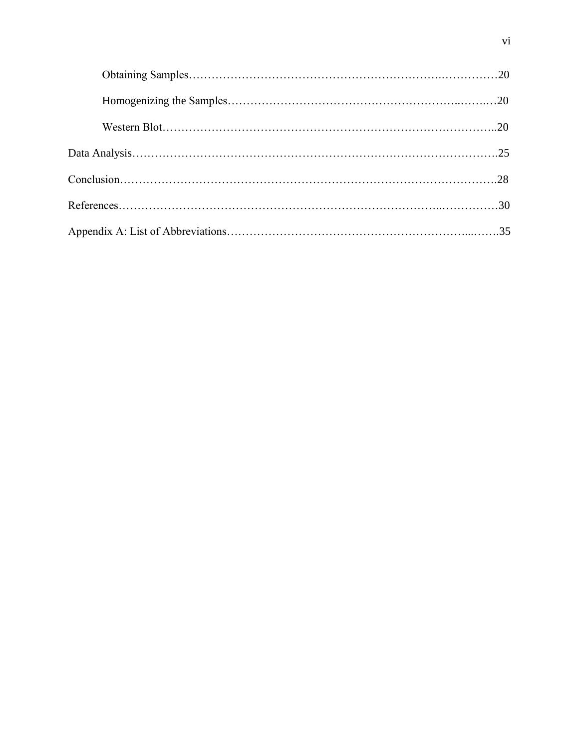Obtaining Samples……………………………………………………………..……………20

Homogenizing the Samples…………………………………………………..…….…20

Western Blot………………………………………………………………………………..20

Data Analysis……………………………………………………………………………………….25

Conclusion…………………………………………………………………………………………..28

References…………………………………………………………………………..……………30

Appendix A: List of Abbreviations……………………………………………………...…….35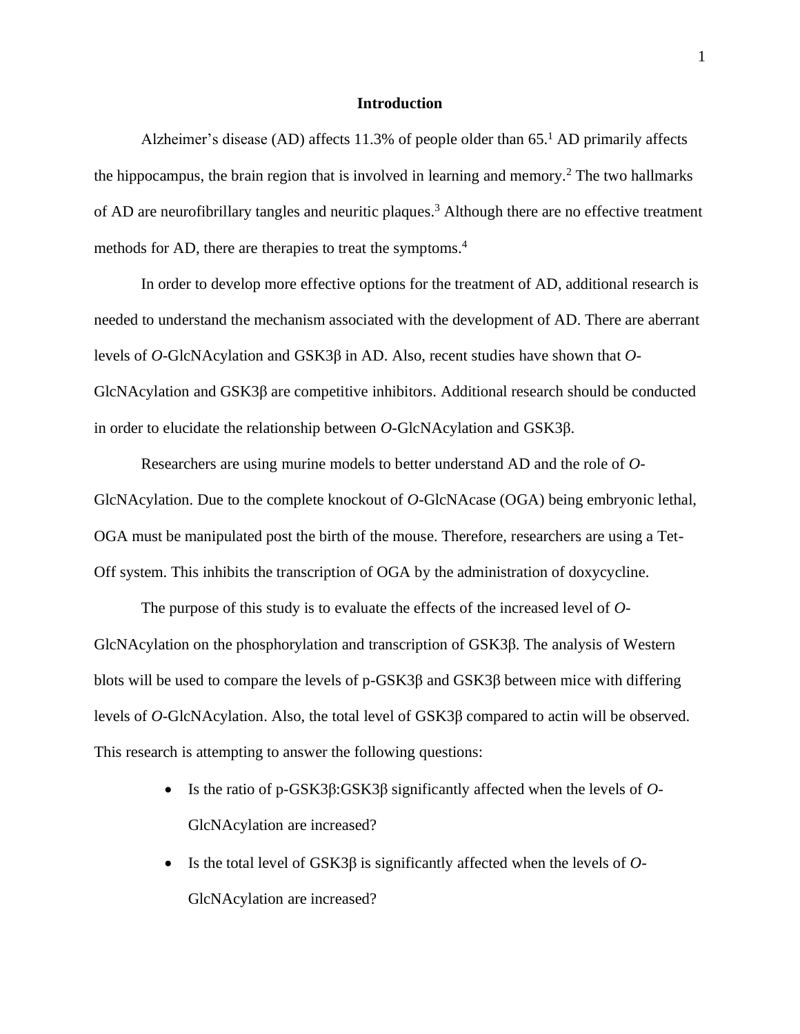# Introduction

Alzheimer's disease (AD) affects 11.3% of people older than 65.[1] AD primarily affects the hippocampus, the brain region that is involved in learning and memory.[2] The two hallmarks of AD are neurofibrillary tangles and neuritic plaques.[3] Although there are no effective treatment methods for AD, there are therapies to treat the symptoms.[4]

In order to develop more effective options for the treatment of AD, additional research is needed to understand the mechanism associated with the development of AD. There are aberrant levels of *O*-GlcNAcylation and GSK3β in AD. Also, recent studies have shown that *O*-GlcNAcylation and GSK3β are competitive inhibitors. Additional research should be conducted in order to elucidate the relationship between *O*-GlcNAcylation and GSK3β.

Researchers are using murine models to better understand AD and the role of *O*-GlcNAcylation. Due to the complete knockout of *O*-GlcNAcase (OGA) being embryonic lethal, OGA must be manipulated post the birth of the mouse. Therefore, researchers are using a Tet-Off system. This inhibits the transcription of OGA by the administration of doxycycline.

The purpose of this study is to evaluate the effects of the increased level of *O*-GlcNAcylation on the phosphorylation and transcription of GSK3β. The analysis of Western blots will be used to compare the levels of p-GSK3β and GSK3β between mice with differing levels of *O*-GlcNAcylation. Also, the total level of GSK3β compared to actin will be observed. This research is attempting to answer the following questions:

- Is the ratio of p-GSK3β:GSK3β significantly affected when the levels of *O*-GlcNAcylation are increased?
- Is the total level of GSK3β is significantly affected when the levels of *O*-GlcNAcylation are increased?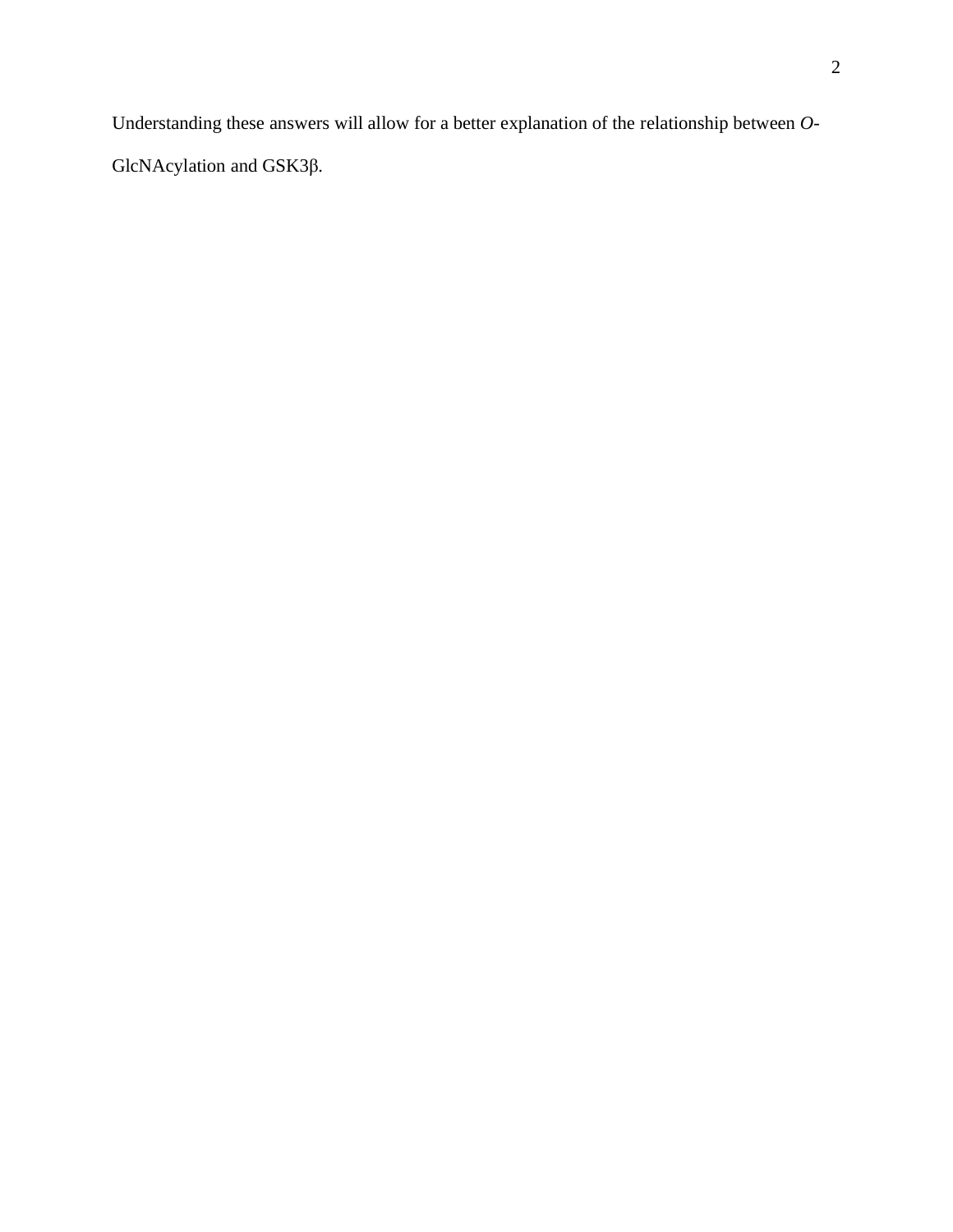Understanding these answers will allow for a better explanation of the relationship between *O*-GlcNAcylation and GSK3β.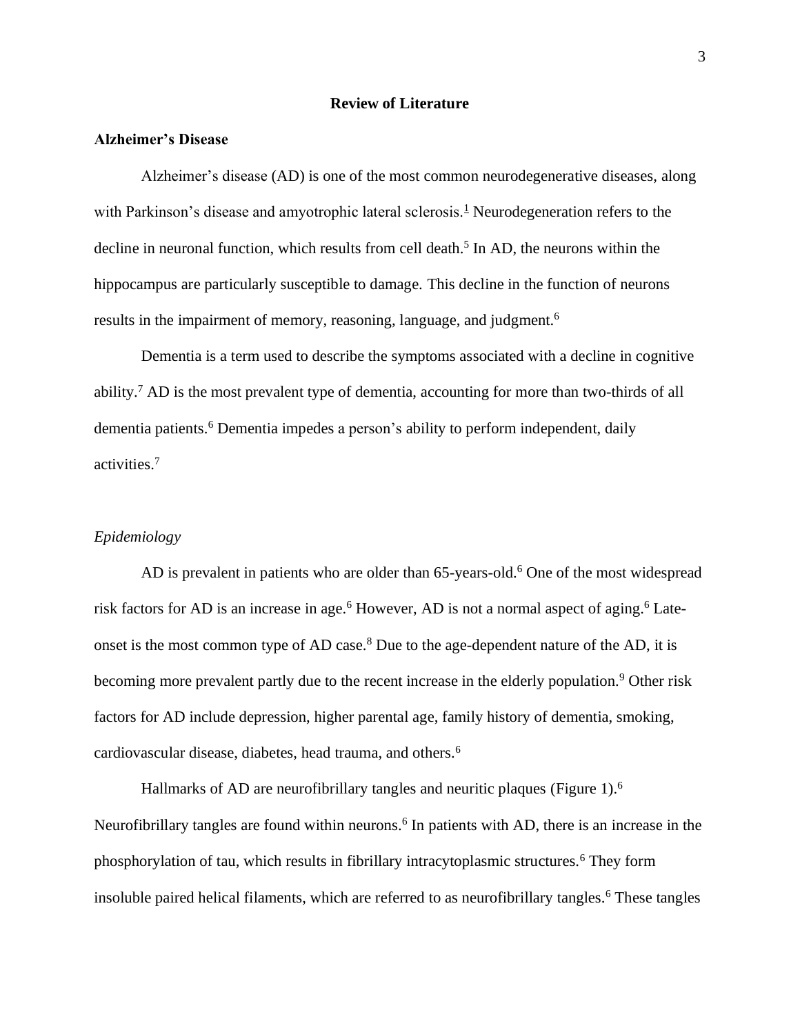# Review of Literature

## Alzheimer's Disease

Alzheimer's disease (AD) is one of the most common neurodegenerative diseases, along with Parkinson's disease and amyotrophic lateral sclerosis.[1] Neurodegeneration refers to the decline in neuronal function, which results from cell death.[5] In AD, the neurons within the hippocampus are particularly susceptible to damage. This decline in the function of neurons results in the impairment of memory, reasoning, language, and judgment.[6]

Dementia is a term used to describe the symptoms associated with a decline in cognitive ability.[7] AD is the most prevalent type of dementia, accounting for more than two-thirds of all dementia patients.[6] Dementia impedes a person's ability to perform independent, daily activities.[7]

### *Epidemiology*

AD is prevalent in patients who are older than 65-years-old.[6] One of the most widespread risk factors for AD is an increase in age.[6] However, AD is not a normal aspect of aging.[6] Late-onset is the most common type of AD case.[8] Due to the age-dependent nature of the AD, it is becoming more prevalent partly due to the recent increase in the elderly population.[9] Other risk factors for AD include depression, higher parental age, family history of dementia, smoking, cardiovascular disease, diabetes, head trauma, and others.[6]

Hallmarks of AD are neurofibrillary tangles and neuritic plaques (Figure 1).[6] Neurofibrillary tangles are found within neurons.[6] In patients with AD, there is an increase in the phosphorylation of tau, which results in fibrillary intracytoplasmic structures.[6] They form insoluble paired helical filaments, which are referred to as neurofibrillary tangles.[6] These tangles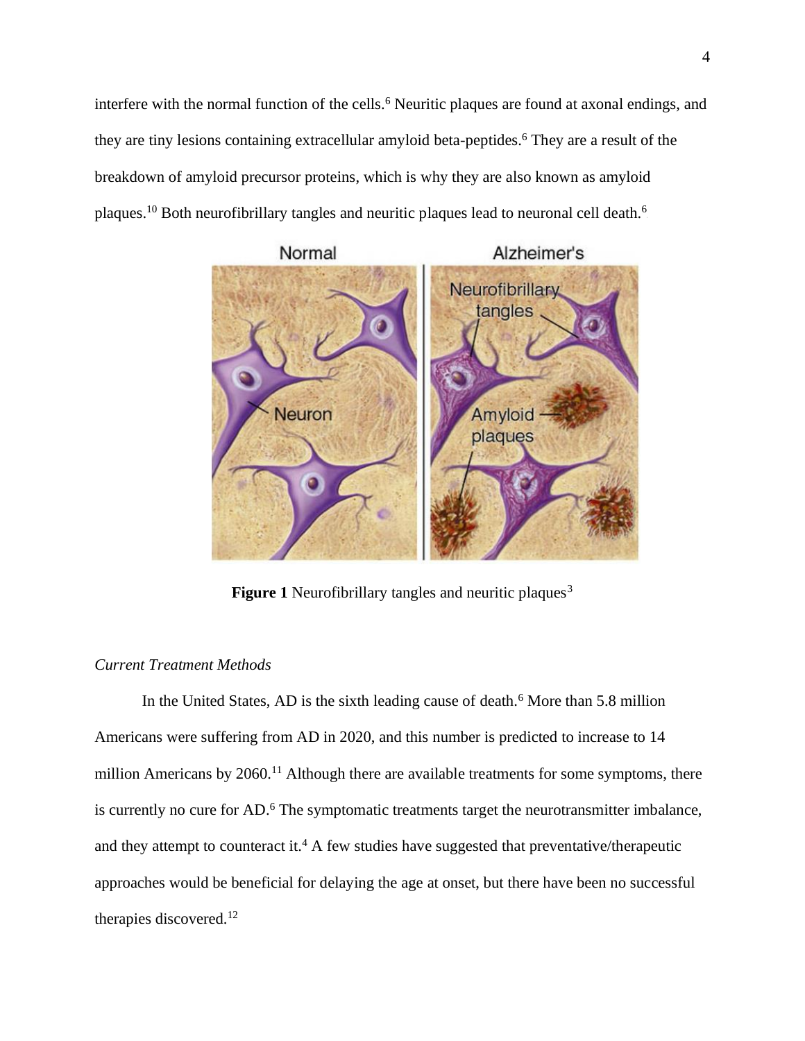interfere with the normal function of the cells.[6] Neuritic plaques are found at axonal endings, and they are tiny lesions containing extracellular amyloid beta-peptides.[6] They are a result of the breakdown of amyloid precursor proteins, which is why they are also known as amyloid plaques.[10] Both neurofibrillary tangles and neuritic plaques lead to neuronal cell death.[6]

**Figure 1** Neurofibrillary tangles and neuritic plaques[3]

*Current Treatment Methods*

In the United States, AD is the sixth leading cause of death.[6] More than 5.8 million Americans were suffering from AD in 2020, and this number is predicted to increase to 14 million Americans by 2060.[11] Although there are available treatments for some symptoms, there is currently no cure for AD.[6] The symptomatic treatments target the neurotransmitter imbalance, and they attempt to counteract it.[4] A few studies have suggested that preventative/therapeutic approaches would be beneficial for delaying the age at onset, but there have been no successful therapies discovered.[12]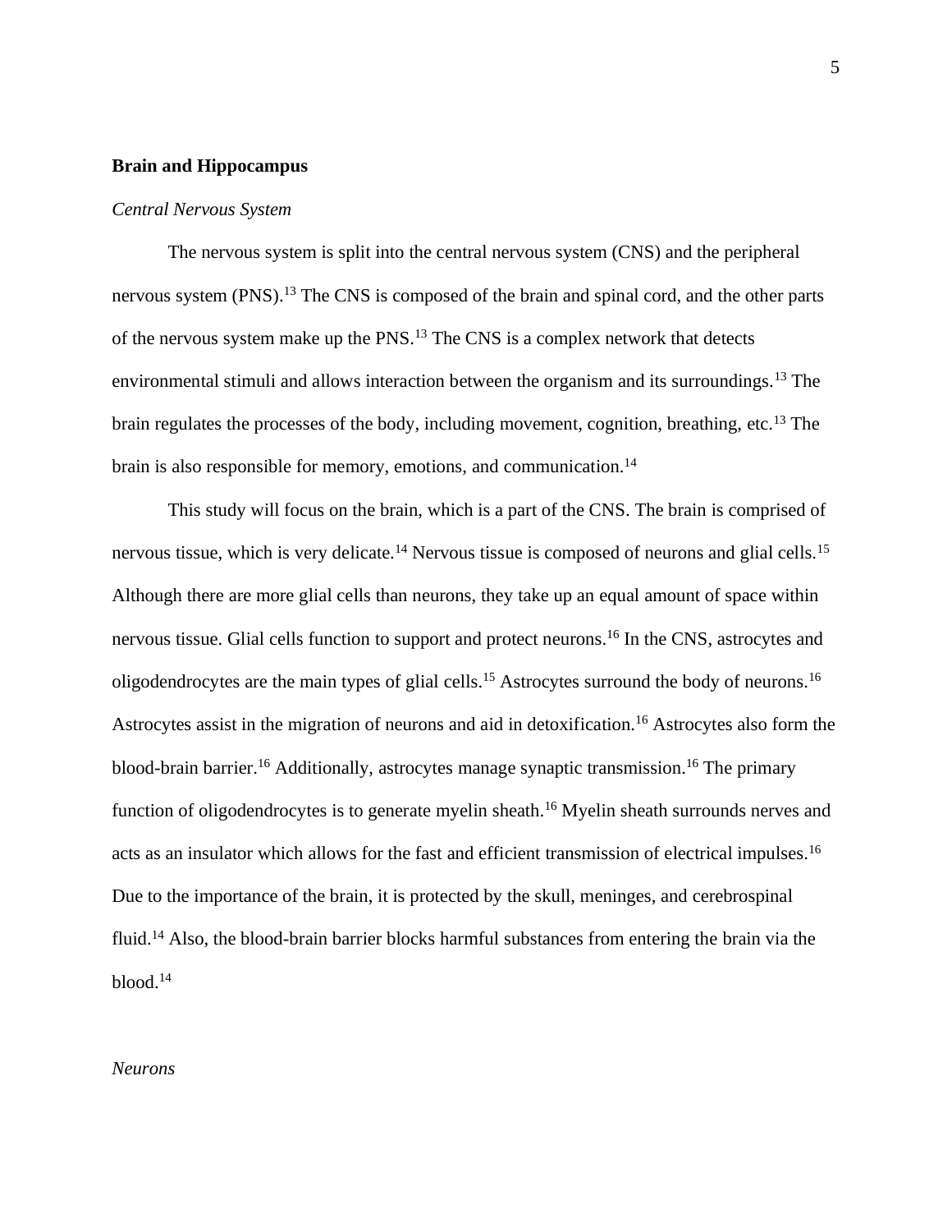## Brain and Hippocampus

### *Central Nervous System*

The nervous system is split into the central nervous system (CNS) and the peripheral nervous system (PNS).[13] The CNS is composed of the brain and spinal cord, and the other parts of the nervous system make up the PNS.[13] The CNS is a complex network that detects environmental stimuli and allows interaction between the organism and its surroundings.[13] The brain regulates the processes of the body, including movement, cognition, breathing, etc.[13] The brain is also responsible for memory, emotions, and communication.[14]

This study will focus on the brain, which is a part of the CNS. The brain is comprised of nervous tissue, which is very delicate.[14] Nervous tissue is composed of neurons and glial cells.[15] Although there are more glial cells than neurons, they take up an equal amount of space within nervous tissue. Glial cells function to support and protect neurons.[16] In the CNS, astrocytes and oligodendrocytes are the main types of glial cells.[15] Astrocytes surround the body of neurons.[16] Astrocytes assist in the migration of neurons and aid in detoxification.[16] Astrocytes also form the blood-brain barrier.[16] Additionally, astrocytes manage synaptic transmission.[16] The primary function of oligodendrocytes is to generate myelin sheath.[16] Myelin sheath surrounds nerves and acts as an insulator which allows for the fast and efficient transmission of electrical impulses.[16] Due to the importance of the brain, it is protected by the skull, meninges, and cerebrospinal fluid.[14] Also, the blood-brain barrier blocks harmful substances from entering the brain via the blood.[14]

### *Neurons*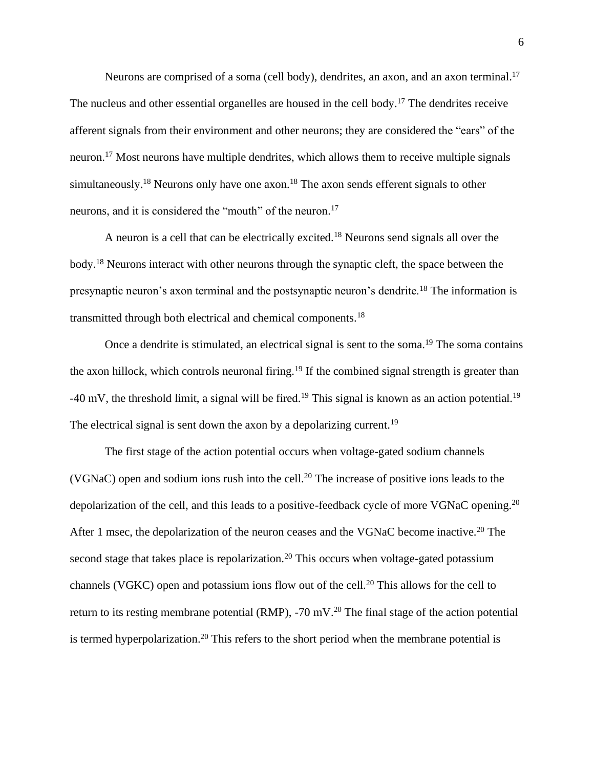Neurons are comprised of a soma (cell body), dendrites, an axon, and an axon terminal.[17] The nucleus and other essential organelles are housed in the cell body.[17] The dendrites receive afferent signals from their environment and other neurons; they are considered the "ears" of the neuron.[17] Most neurons have multiple dendrites, which allows them to receive multiple signals simultaneously.[18] Neurons only have one axon.[18] The axon sends efferent signals to other neurons, and it is considered the "mouth" of the neuron.[17]

A neuron is a cell that can be electrically excited.[18] Neurons send signals all over the body.[18] Neurons interact with other neurons through the synaptic cleft, the space between the presynaptic neuron's axon terminal and the postsynaptic neuron's dendrite.[18] The information is transmitted through both electrical and chemical components.[18]

Once a dendrite is stimulated, an electrical signal is sent to the soma.[19] The soma contains the axon hillock, which controls neuronal firing.[19] If the combined signal strength is greater than -40 mV, the threshold limit, a signal will be fired.[19] This signal is known as an action potential.[19] The electrical signal is sent down the axon by a depolarizing current.[19]

The first stage of the action potential occurs when voltage-gated sodium channels (VGNaC) open and sodium ions rush into the cell.[20] The increase of positive ions leads to the depolarization of the cell, and this leads to a positive-feedback cycle of more VGNaC opening.[20] After 1 msec, the depolarization of the neuron ceases and the VGNaC become inactive.[20] The second stage that takes place is repolarization.[20] This occurs when voltage-gated potassium channels (VGKC) open and potassium ions flow out of the cell.[20] This allows for the cell to return to its resting membrane potential (RMP), -70 mV.[20] The final stage of the action potential is termed hyperpolarization.[20] This refers to the short period when the membrane potential is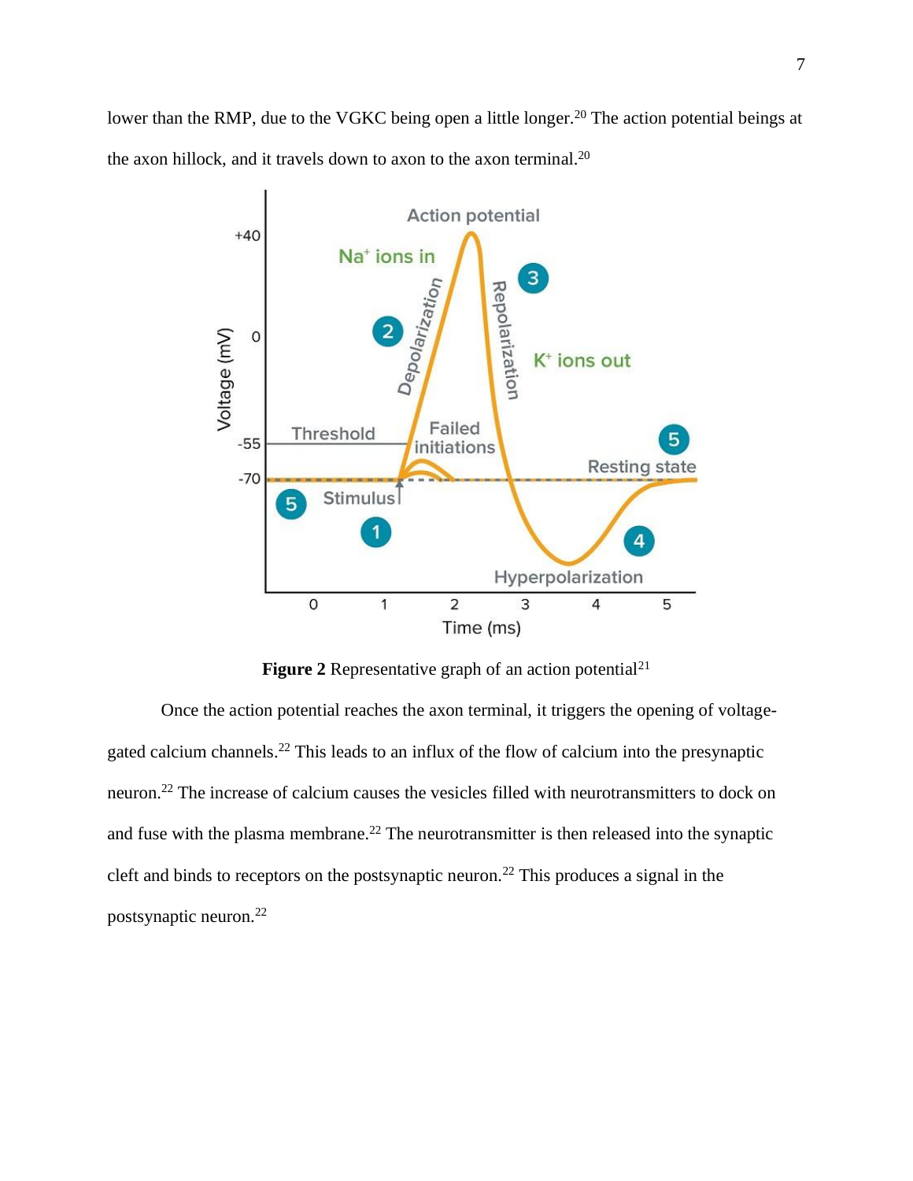lower than the RMP, due to the VGKC being open a little longer.[20] The action potential beings at the axon hillock, and it travels down to axon to the axon terminal.[20]

**Figure 2** Representative graph of an action potential[21]

Once the action potential reaches the axon terminal, it triggers the opening of voltage-gated calcium channels.[22] This leads to an influx of the flow of calcium into the presynaptic neuron.[22] The increase of calcium causes the vesicles filled with neurotransmitters to dock on and fuse with the plasma membrane.[22] The neurotransmitter is then released into the synaptic cleft and binds to receptors on the postsynaptic neuron.[22] This produces a signal in the postsynaptic neuron.[22]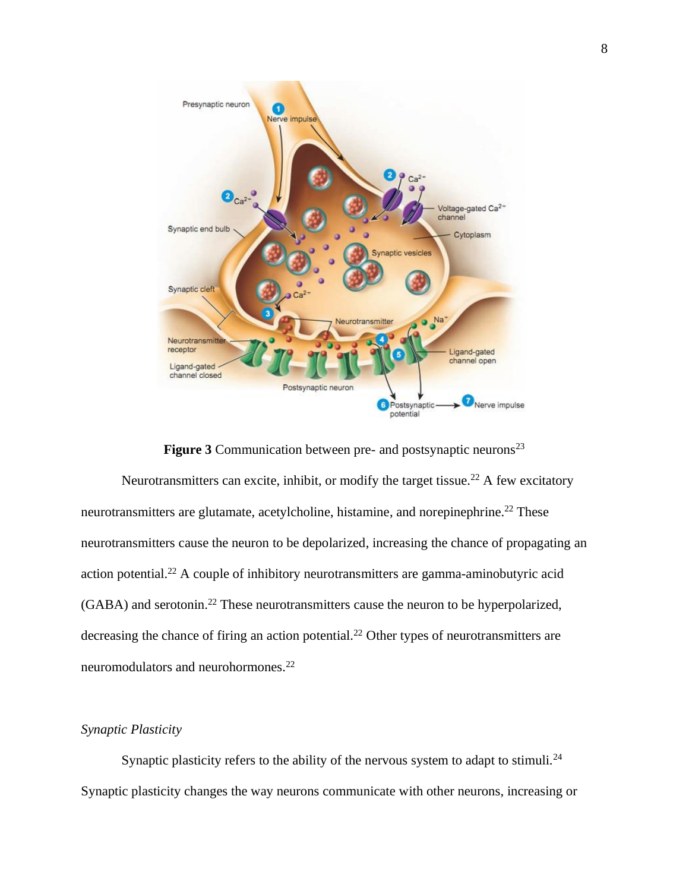**Figure 3** Communication between pre- and postsynaptic neurons[23]

Neurotransmitters can excite, inhibit, or modify the target tissue.[22] A few excitatory neurotransmitters are glutamate, acetylcholine, histamine, and norepinephrine.[22] These neurotransmitters cause the neuron to be depolarized, increasing the chance of propagating an action potential.[22] A couple of inhibitory neurotransmitters are gamma-aminobutyric acid (GABA) and serotonin.[22] These neurotransmitters cause the neuron to be hyperpolarized, decreasing the chance of firing an action potential.[22] Other types of neurotransmitters are neuromodulators and neurohormones.[22]

*Synaptic Plasticity*

Synaptic plasticity refers to the ability of the nervous system to adapt to stimuli.[24] Synaptic plasticity changes the way neurons communicate with other neurons, increasing or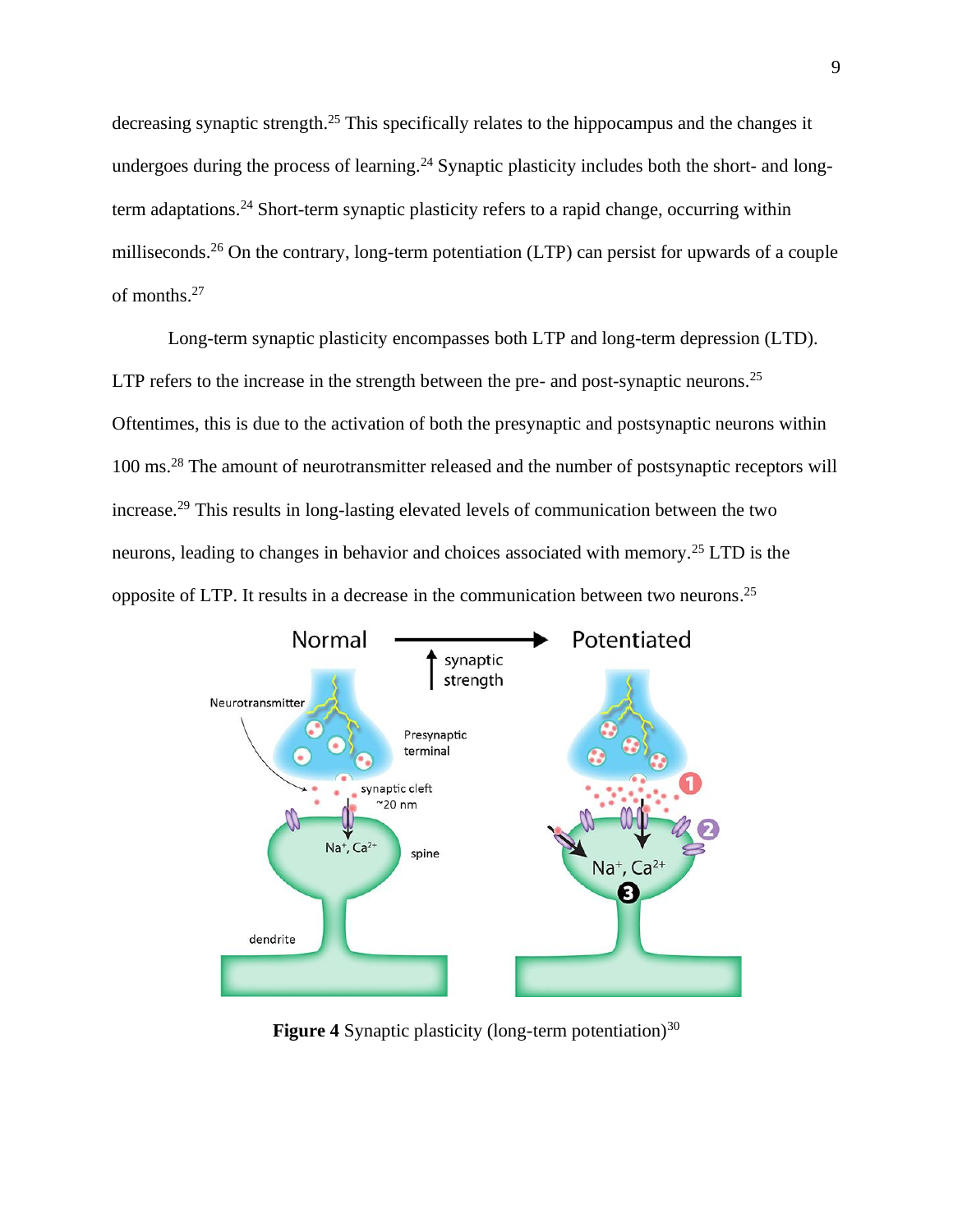decreasing synaptic strength.[25] This specifically relates to the hippocampus and the changes it undergoes during the process of learning.[24] Synaptic plasticity includes both the short- and long-term adaptations.[24] Short-term synaptic plasticity refers to a rapid change, occurring within milliseconds.[26] On the contrary, long-term potentiation (LTP) can persist for upwards of a couple of months.[27]

Long-term synaptic plasticity encompasses both LTP and long-term depression (LTD). LTP refers to the increase in the strength between the pre- and post-synaptic neurons.[25] Oftentimes, this is due to the activation of both the presynaptic and postsynaptic neurons within 100 ms.[28] The amount of neurotransmitter released and the number of postsynaptic receptors will increase.[29] This results in long-lasting elevated levels of communication between the two neurons, leading to changes in behavior and choices associated with memory.[25] LTD is the opposite of LTP. It results in a decrease in the communication between two neurons.[25]

**Figure 4** Synaptic plasticity (long-term potentiation)[30]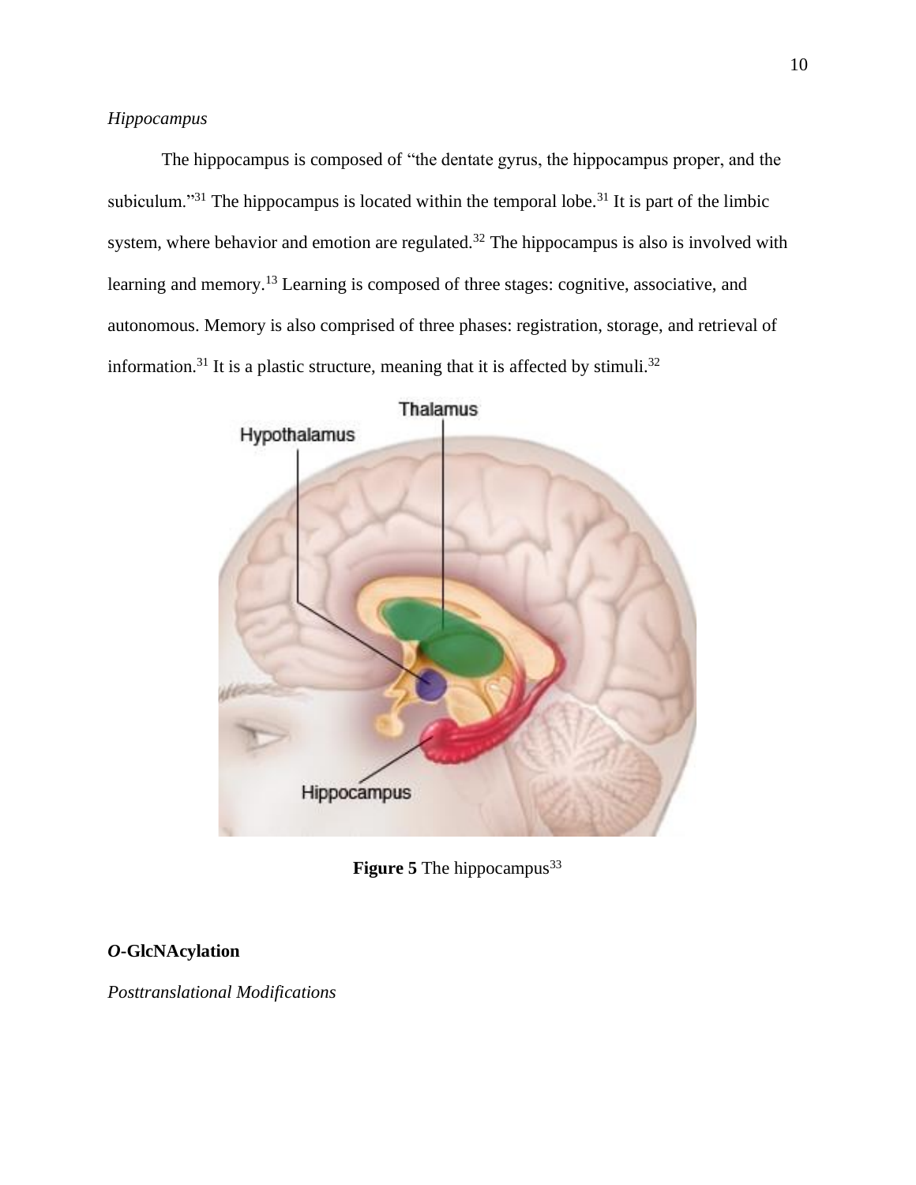*Hippocampus*

The hippocampus is composed of "the dentate gyrus, the hippocampus proper, and the subiculum."[31] The hippocampus is located within the temporal lobe.[31] It is part of the limbic system, where behavior and emotion are regulated.[32] The hippocampus is also is involved with learning and memory.[13] Learning is composed of three stages: cognitive, associative, and autonomous. Memory is also comprised of three phases: registration, storage, and retrieval of information.[31] It is a plastic structure, meaning that it is affected by stimuli.[32]

**Figure 5** The hippocampus[33]

## ***O*-GlcNAcylation**

*Posttranslational Modifications*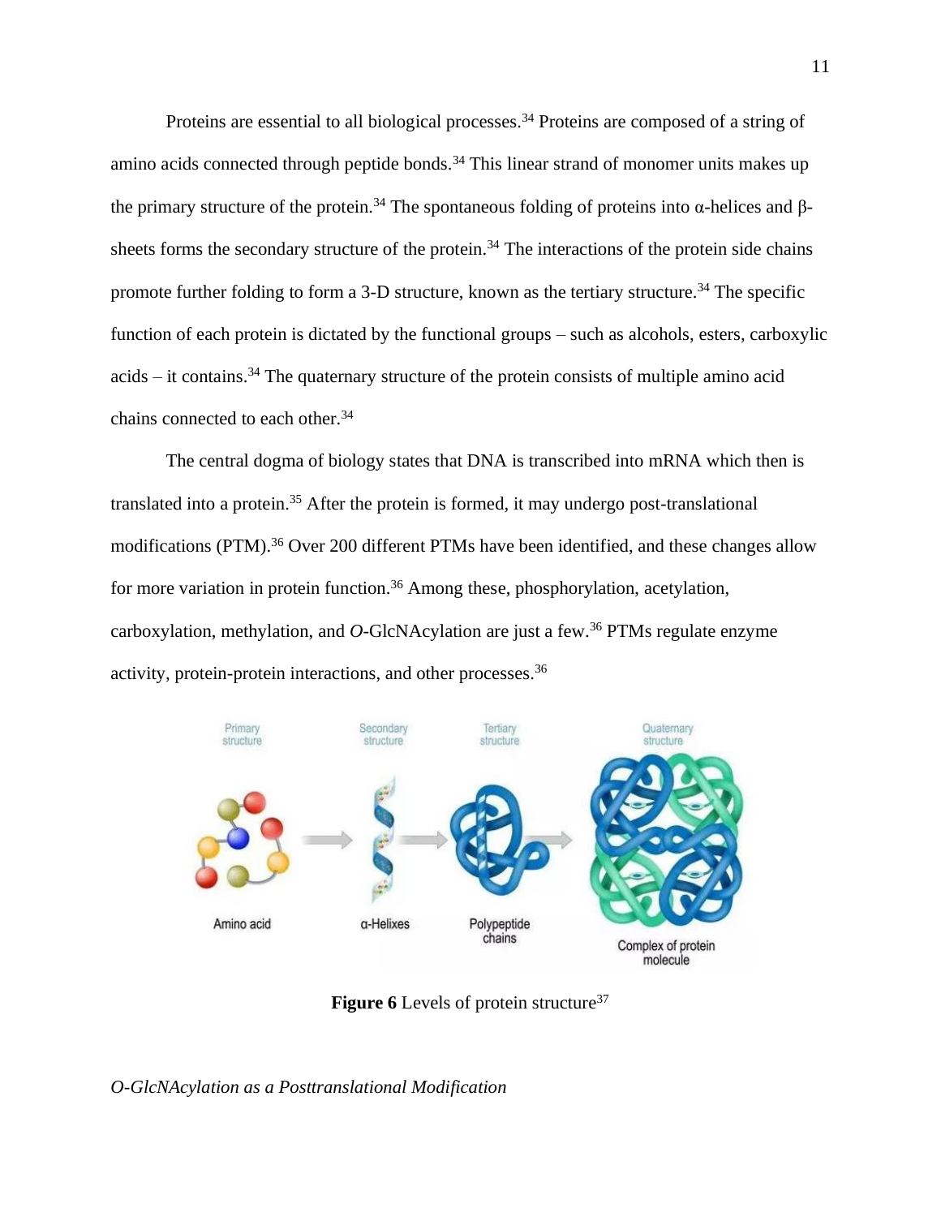Proteins are essential to all biological processes.[34] Proteins are composed of a string of amino acids connected through peptide bonds.[34] This linear strand of monomer units makes up the primary structure of the protein.[34] The spontaneous folding of proteins into α-helices and β-sheets forms the secondary structure of the protein.[34] The interactions of the protein side chains promote further folding to form a 3-D structure, known as the tertiary structure.[34] The specific function of each protein is dictated by the functional groups – such as alcohols, esters, carboxylic acids – it contains.[34] The quaternary structure of the protein consists of multiple amino acid chains connected to each other.[34]

The central dogma of biology states that DNA is transcribed into mRNA which then is translated into a protein.[35] After the protein is formed, it may undergo post-translational modifications (PTM).[36] Over 200 different PTMs have been identified, and these changes allow for more variation in protein function.[36] Among these, phosphorylation, acetylation, carboxylation, methylation, and *O*-GlcNAcylation are just a few.[36] PTMs regulate enzyme activity, protein-protein interactions, and other processes.[36]

**Figure 6** Levels of protein structure[37]

*O-GlcNAcylation as a Posttranslational Modification*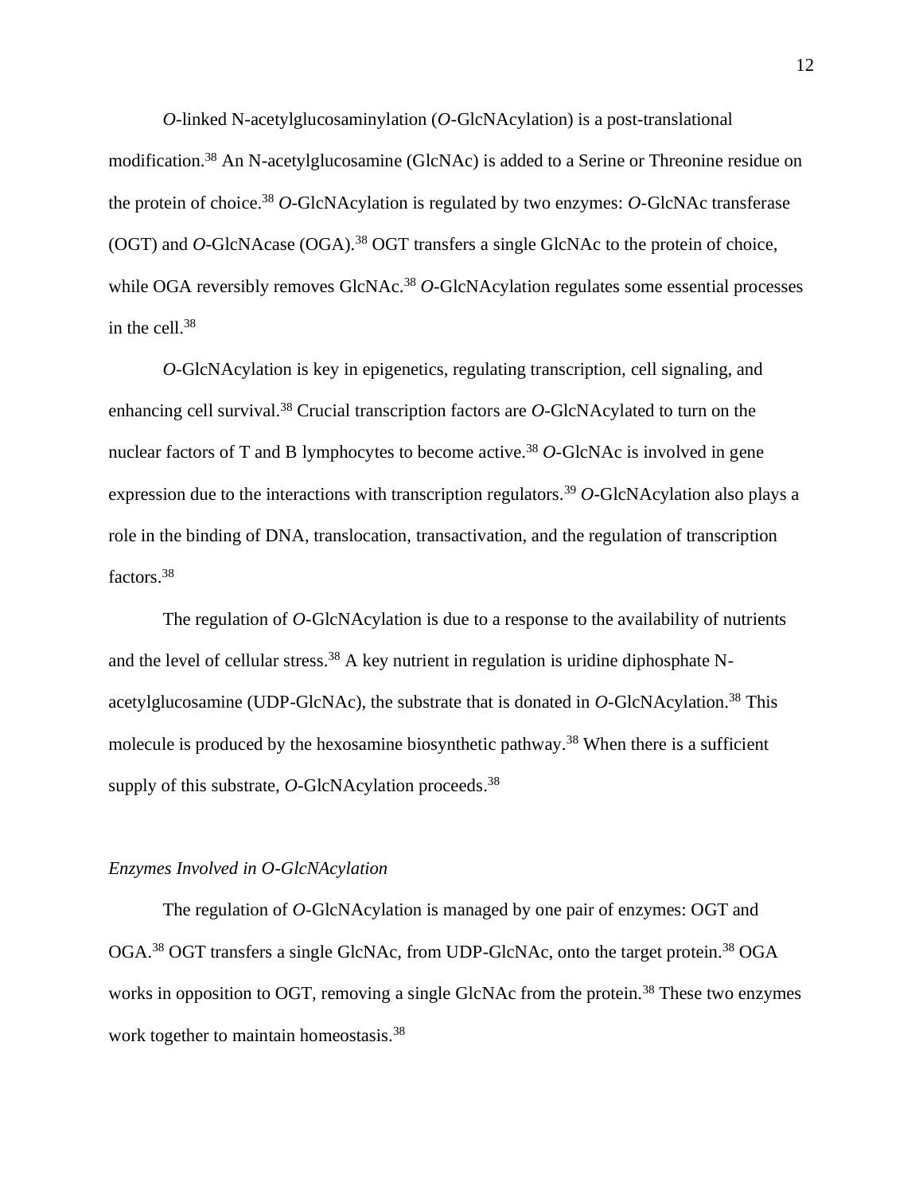*O*-linked N-acetylglucosaminylation (*O*-GlcNAcylation) is a post-translational modification.[38] An N-acetylglucosamine (GlcNAc) is added to a Serine or Threonine residue on the protein of choice.[38] *O*-GlcNAcylation is regulated by two enzymes: *O*-GlcNAc transferase (OGT) and *O*-GlcNAcase (OGA).[38] OGT transfers a single GlcNAc to the protein of choice, while OGA reversibly removes GlcNAc.[38] *O*-GlcNAcylation regulates some essential processes in the cell.[38]

*O*-GlcNAcylation is key in epigenetics, regulating transcription, cell signaling, and enhancing cell survival.[38] Crucial transcription factors are *O*-GlcNAcylated to turn on the nuclear factors of T and B lymphocytes to become active.[38] *O*-GlcNAc is involved in gene expression due to the interactions with transcription regulators.[39] *O*-GlcNAcylation also plays a role in the binding of DNA, translocation, transactivation, and the regulation of transcription factors.[38]

The regulation of *O*-GlcNAcylation is due to a response to the availability of nutrients and the level of cellular stress.[38] A key nutrient in regulation is uridine diphosphate N-acetylglucosamine (UDP-GlcNAc), the substrate that is donated in *O*-GlcNAcylation.[38] This molecule is produced by the hexosamine biosynthetic pathway.[38] When there is a sufficient supply of this substrate, *O*-GlcNAcylation proceeds.[38]

### *Enzymes Involved in O-GlcNAcylation*

The regulation of *O*-GlcNAcylation is managed by one pair of enzymes: OGT and OGA.[38] OGT transfers a single GlcNAc, from UDP-GlcNAc, onto the target protein.[38] OGA works in opposition to OGT, removing a single GlcNAc from the protein.[38] These two enzymes work together to maintain homeostasis.[38]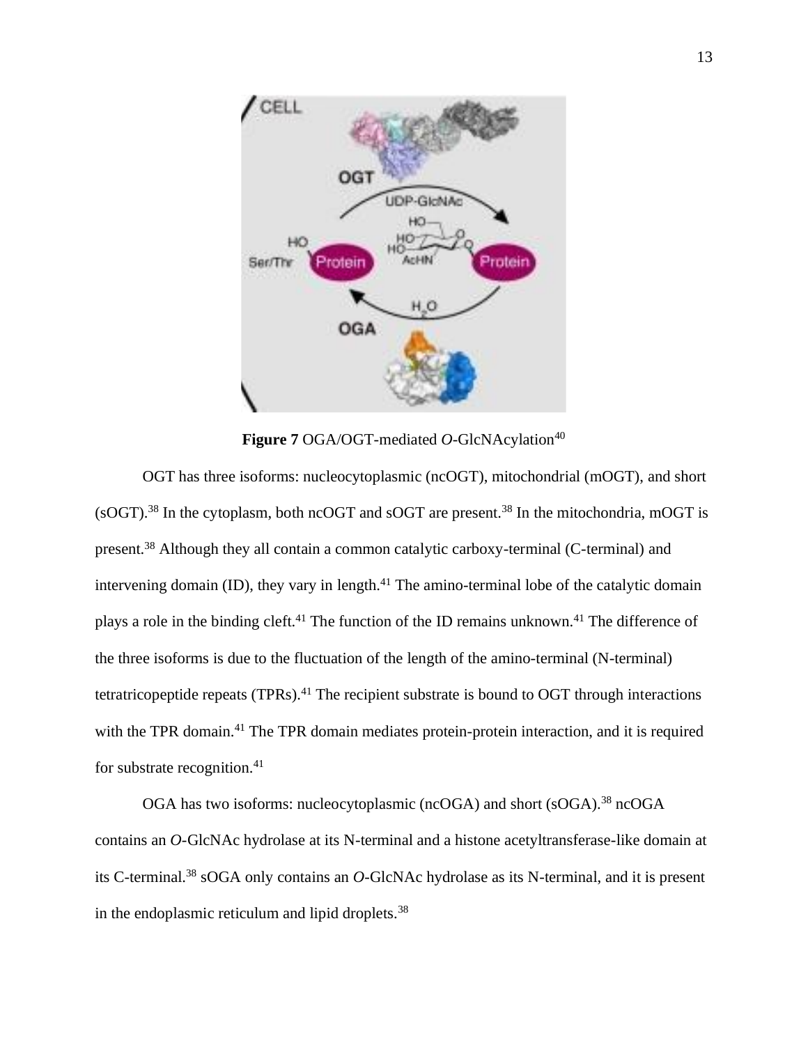**Figure 7** OGA/OGT-mediated *O*-GlcNAcylation[40]

OGT has three isoforms: nucleocytoplasmic (ncOGT), mitochondrial (mOGT), and short (sOGT).[38] In the cytoplasm, both ncOGT and sOGT are present.[38] In the mitochondria, mOGT is present.[38] Although they all contain a common catalytic carboxy-terminal (C-terminal) and intervening domain (ID), they vary in length.[41] The amino-terminal lobe of the catalytic domain plays a role in the binding cleft.[41] The function of the ID remains unknown.[41] The difference of the three isoforms is due to the fluctuation of the length of the amino-terminal (N-terminal) tetratricopeptide repeats (TPRs).[41] The recipient substrate is bound to OGT through interactions with the TPR domain.[41] The TPR domain mediates protein-protein interaction, and it is required for substrate recognition.[41]

OGA has two isoforms: nucleocytoplasmic (ncOGA) and short (sOGA).[38] ncOGA contains an *O*-GlcNAc hydrolase at its N-terminal and a histone acetyltransferase-like domain at its C-terminal.[38] sOGA only contains an *O*-GlcNAc hydrolase as its N-terminal, and it is present in the endoplasmic reticulum and lipid droplets.[38]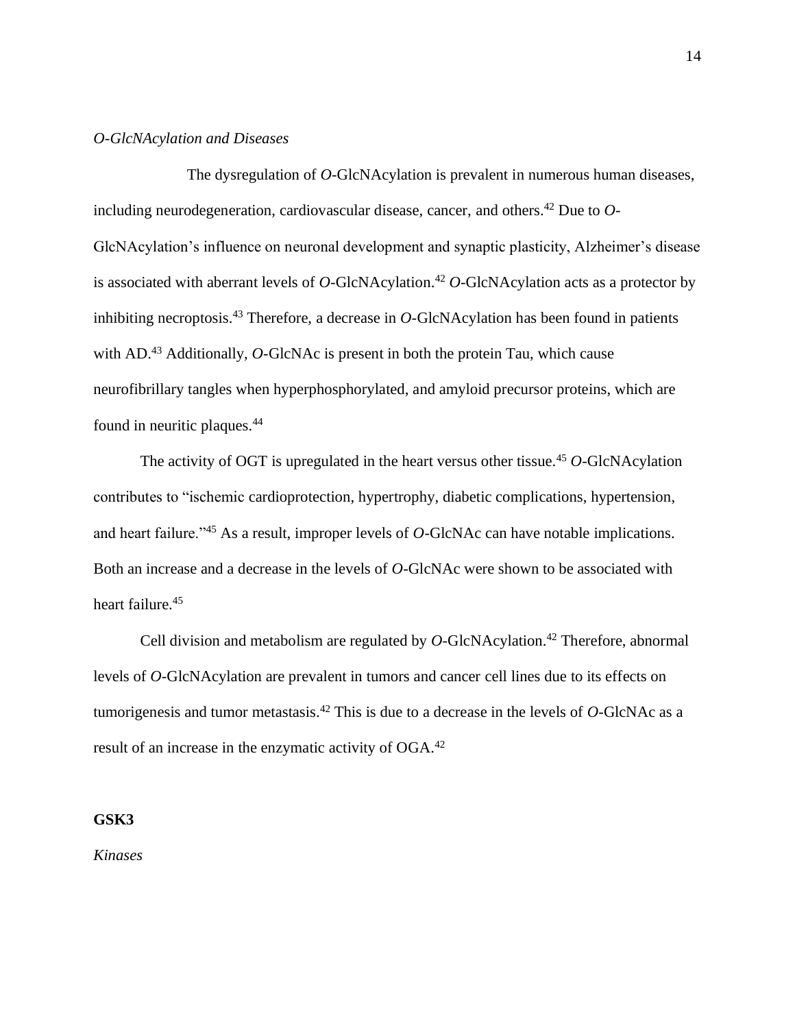*O-GlcNAcylation and Diseases*

The dysregulation of *O*-GlcNAcylation is prevalent in numerous human diseases, including neurodegeneration, cardiovascular disease, cancer, and others.[42] Due to *O*-GlcNAcylation's influence on neuronal development and synaptic plasticity, Alzheimer's disease is associated with aberrant levels of *O*-GlcNAcylation.[42] *O*-GlcNAcylation acts as a protector by inhibiting necroptosis.[43] Therefore, a decrease in *O*-GlcNAcylation has been found in patients with AD.[43] Additionally, *O*-GlcNAc is present in both the protein Tau, which cause neurofibrillary tangles when hyperphosphorylated, and amyloid precursor proteins, which are found in neuritic plaques.[44]

The activity of OGT is upregulated in the heart versus other tissue.[45] *O*-GlcNAcylation contributes to "ischemic cardioprotection, hypertrophy, diabetic complications, hypertension, and heart failure."[45] As a result, improper levels of *O*-GlcNAc can have notable implications. Both an increase and a decrease in the levels of *O*-GlcNAc were shown to be associated with heart failure.[45]

Cell division and metabolism are regulated by *O*-GlcNAcylation.[42] Therefore, abnormal levels of *O*-GlcNAcylation are prevalent in tumors and cancer cell lines due to its effects on tumorigenesis and tumor metastasis.[42] This is due to a decrease in the levels of *O*-GlcNAc as a result of an increase in the enzymatic activity of OGA.[42]

## GSK3

*Kinases*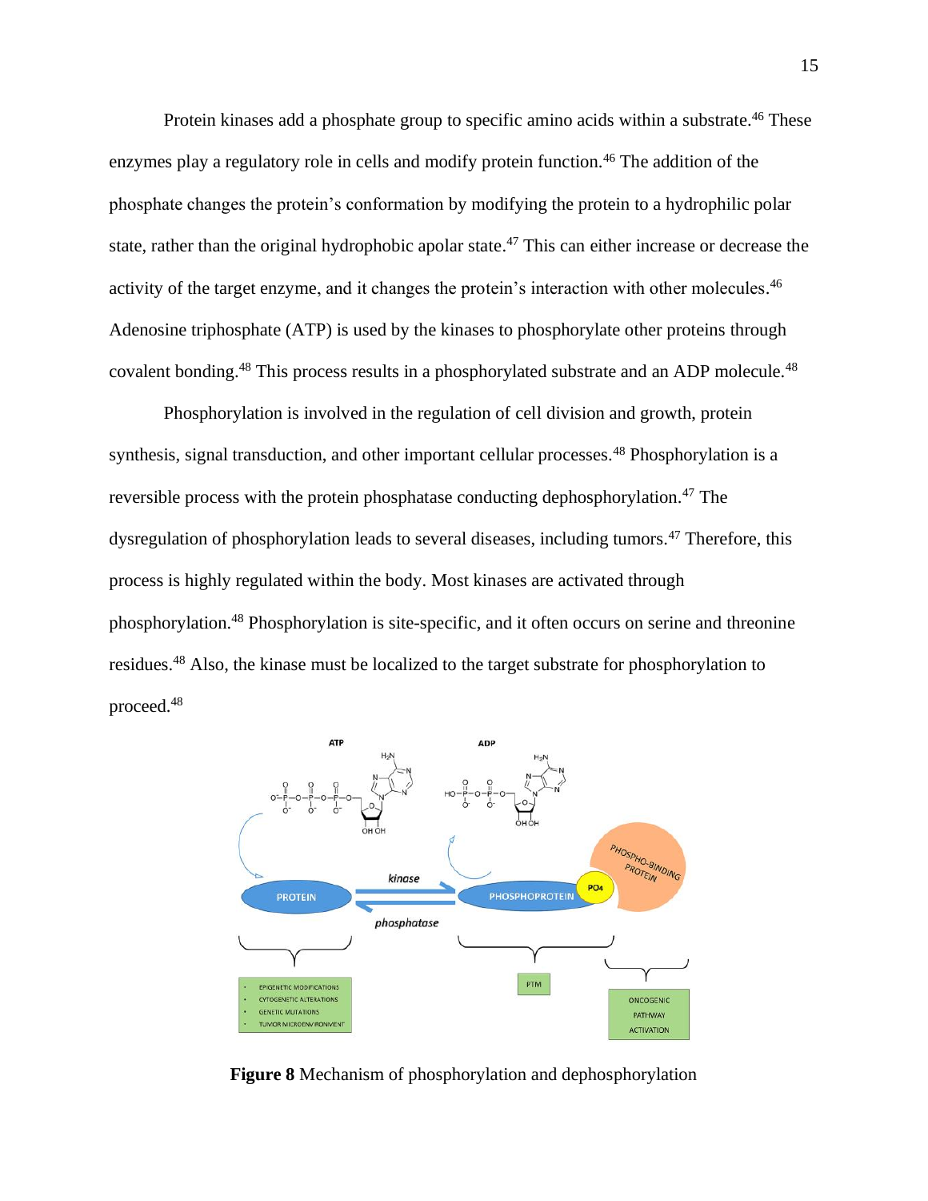Protein kinases add a phosphate group to specific amino acids within a substrate.[46] These enzymes play a regulatory role in cells and modify protein function.[46] The addition of the phosphate changes the protein's conformation by modifying the protein to a hydrophilic polar state, rather than the original hydrophobic apolar state.[47] This can either increase or decrease the activity of the target enzyme, and it changes the protein's interaction with other molecules.[46] Adenosine triphosphate (ATP) is used by the kinases to phosphorylate other proteins through covalent bonding.[48] This process results in a phosphorylated substrate and an ADP molecule.[48]

Phosphorylation is involved in the regulation of cell division and growth, protein synthesis, signal transduction, and other important cellular processes.[48] Phosphorylation is a reversible process with the protein phosphatase conducting dephosphorylation.[47] The dysregulation of phosphorylation leads to several diseases, including tumors.[47] Therefore, this process is highly regulated within the body. Most kinases are activated through phosphorylation.[48] Phosphorylation is site-specific, and it often occurs on serine and threonine residues.[48] Also, the kinase must be localized to the target substrate for phosphorylation to proceed.[48]

**Figure 8** Mechanism of phosphorylation and dephosphorylation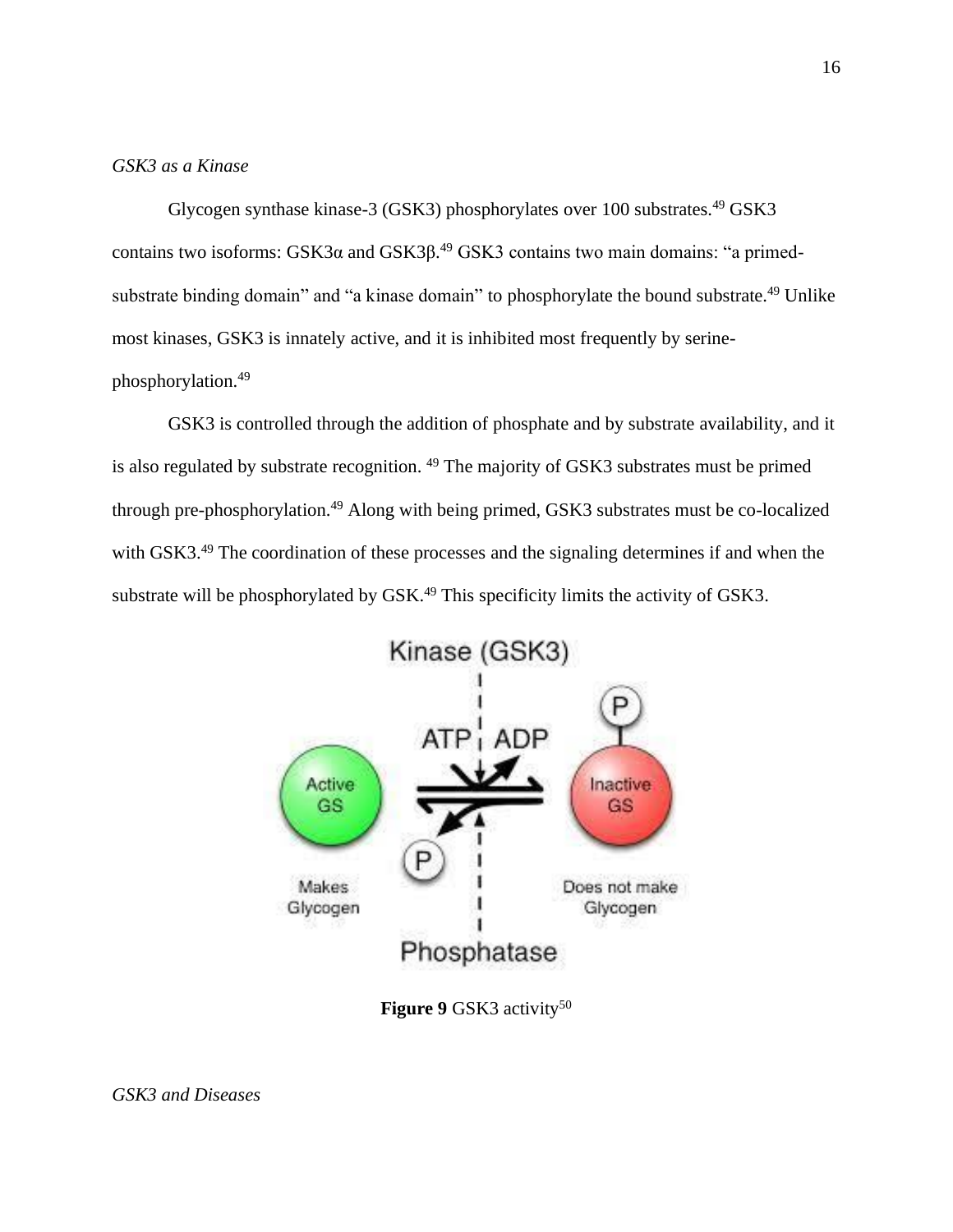*GSK3 as a Kinase*

Glycogen synthase kinase-3 (GSK3) phosphorylates over 100 substrates.[49] GSK3 contains two isoforms: GSK3α and GSK3β.[49] GSK3 contains two main domains: "a primed-substrate binding domain" and "a kinase domain" to phosphorylate the bound substrate.[49] Unlike most kinases, GSK3 is innately active, and it is inhibited most frequently by serine-phosphorylation.[49]

GSK3 is controlled through the addition of phosphate and by substrate availability, and it is also regulated by substrate recognition. [49] The majority of GSK3 substrates must be primed through pre-phosphorylation.[49] Along with being primed, GSK3 substrates must be co-localized with GSK3.[49] The coordination of these processes and the signaling determines if and when the substrate will be phosphorylated by GSK.[49] This specificity limits the activity of GSK3.

**Figure 9** GSK3 activity[50]

*GSK3 and Diseases*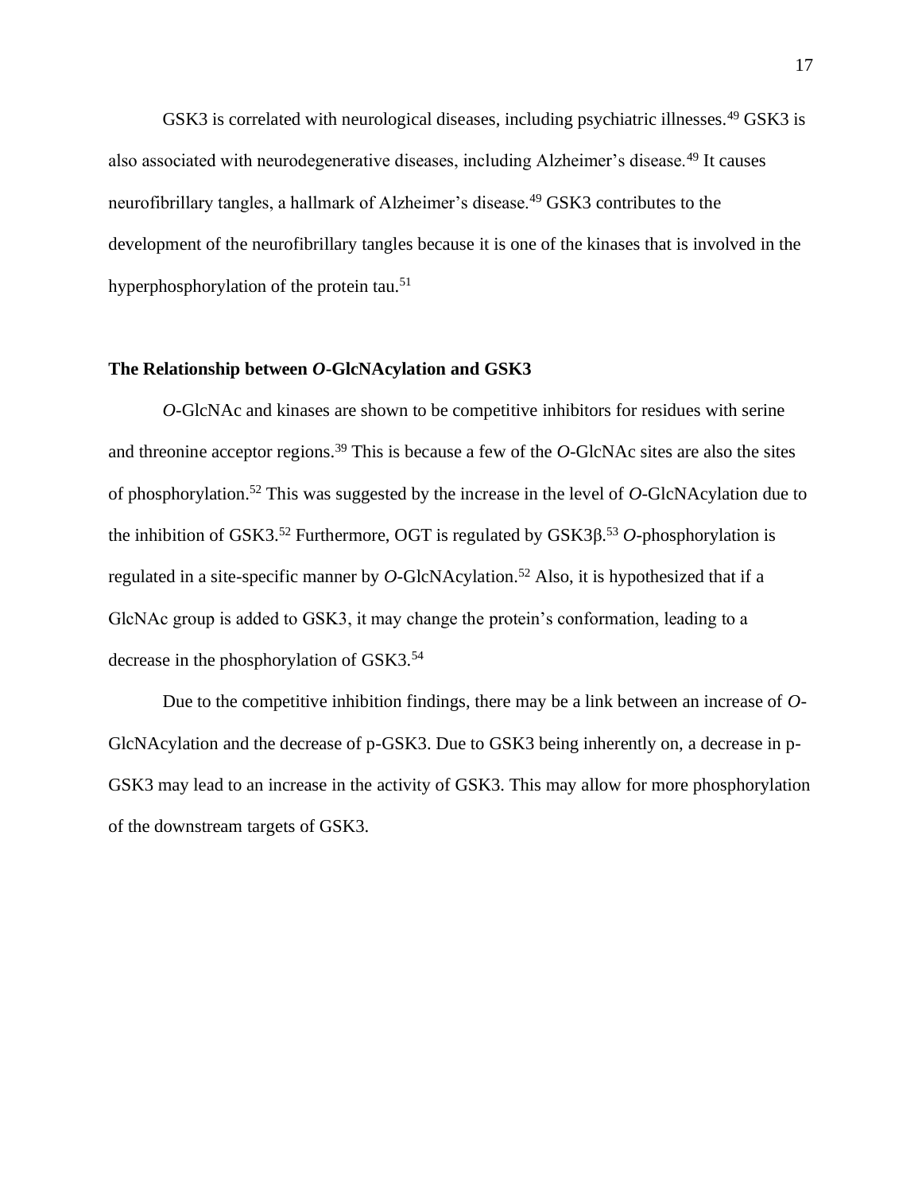GSK3 is correlated with neurological diseases, including psychiatric illnesses.[49] GSK3 is also associated with neurodegenerative diseases, including Alzheimer's disease.[49] It causes neurofibrillary tangles, a hallmark of Alzheimer's disease.[49] GSK3 contributes to the development of the neurofibrillary tangles because it is one of the kinases that is involved in the hyperphosphorylation of the protein tau.[51]

### The Relationship between *O*-GlcNAcylation and GSK3

*O*-GlcNAc and kinases are shown to be competitive inhibitors for residues with serine and threonine acceptor regions.[39] This is because a few of the *O*-GlcNAc sites are also the sites of phosphorylation.[52] This was suggested by the increase in the level of *O*-GlcNAcylation due to the inhibition of GSK3.[52] Furthermore, OGT is regulated by GSK3β.[53] *O*-phosphorylation is regulated in a site-specific manner by *O*-GlcNAcylation.[52] Also, it is hypothesized that if a GlcNAc group is added to GSK3, it may change the protein's conformation, leading to a decrease in the phosphorylation of GSK3.[54]

Due to the competitive inhibition findings, there may be a link between an increase of *O*-GlcNAcylation and the decrease of p-GSK3. Due to GSK3 being inherently on, a decrease in p-GSK3 may lead to an increase in the activity of GSK3. This may allow for more phosphorylation of the downstream targets of GSK3.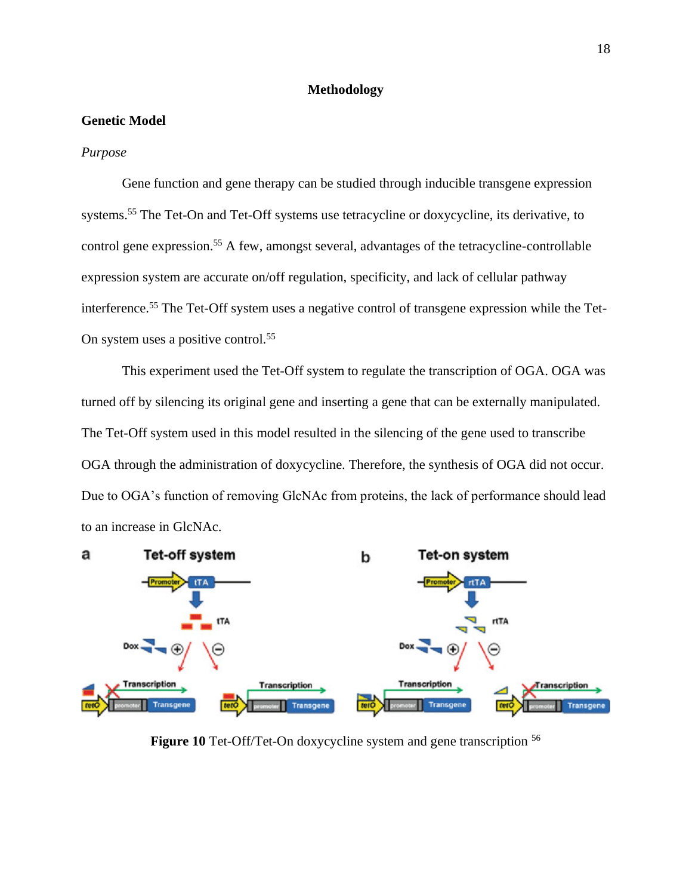# Methodology

## Genetic Model

*Purpose*

Gene function and gene therapy can be studied through inducible transgene expression systems.[55] The Tet-On and Tet-Off systems use tetracycline or doxycycline, its derivative, to control gene expression.[55] A few, amongst several, advantages of the tetracycline-controllable expression system are accurate on/off regulation, specificity, and lack of cellular pathway interference.[55] The Tet-Off system uses a negative control of transgene expression while the Tet-On system uses a positive control.[55]

This experiment used the Tet-Off system to regulate the transcription of OGA. OGA was turned off by silencing its original gene and inserting a gene that can be externally manipulated. The Tet-Off system used in this model resulted in the silencing of the gene used to transcribe OGA through the administration of doxycycline. Therefore, the synthesis of OGA did not occur. Due to OGA's function of removing GlcNAc from proteins, the lack of performance should lead to an increase in GlcNAc.

**Figure 10** Tet-Off/Tet-On doxycycline system and gene transcription [56]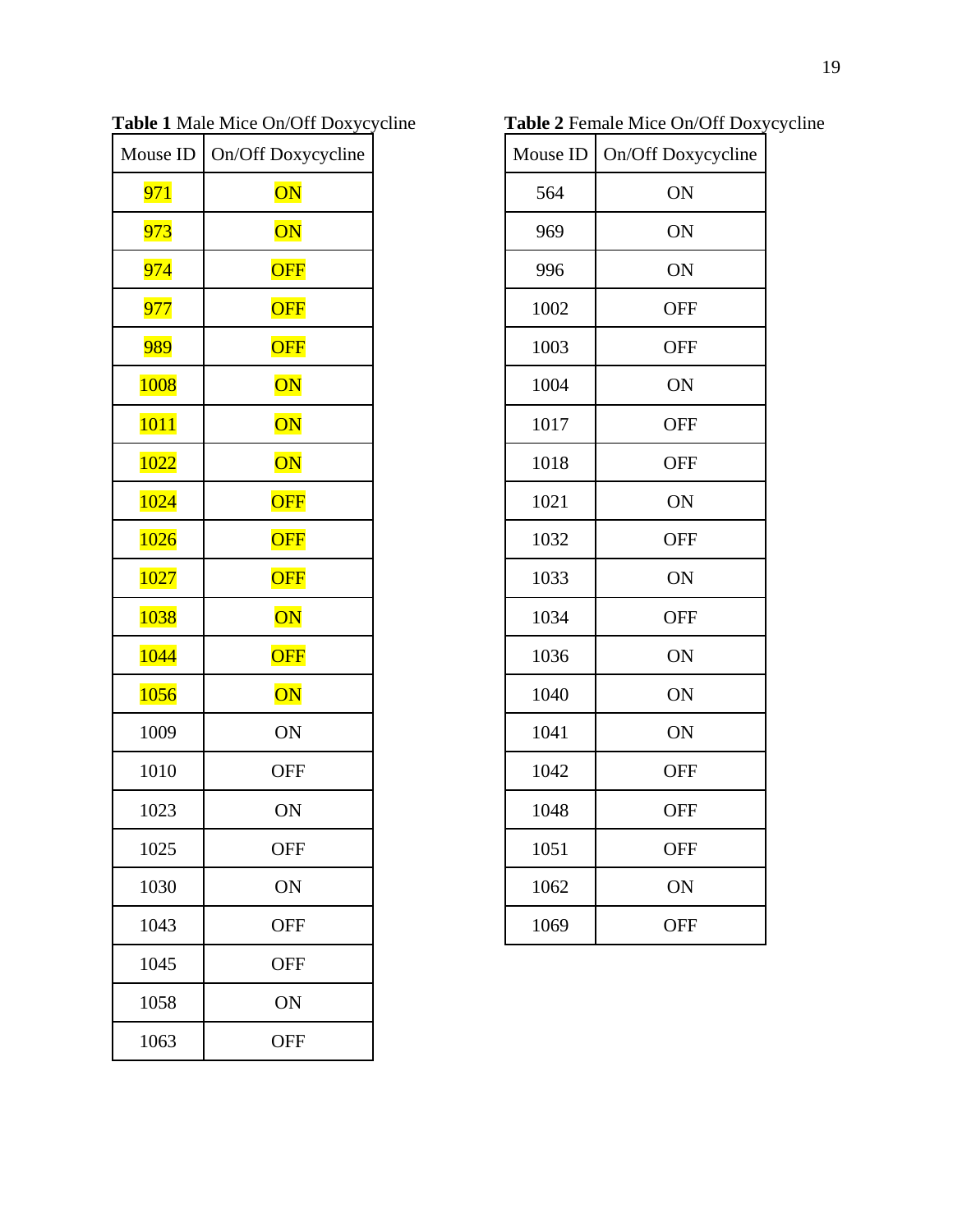**Table 1** Male Mice On/Off Doxycycline

| Mouse ID | On/Off Doxycycline |
|---|---|
| 971 | ON |
| 973 | ON |
| 974 | OFF |
| 977 | OFF |
| 989 | OFF |
| 1008 | ON |
| 1011 | ON |
| 1022 | ON |
| 1024 | OFF |
| 1026 | OFF |
| 1027 | OFF |
| 1038 | ON |
| 1044 | OFF |
| 1056 | ON |
| 1009 | ON |
| 1010 | OFF |
| 1023 | ON |
| 1025 | OFF |
| 1030 | ON |
| 1043 | OFF |
| 1045 | OFF |
| 1058 | ON |
| 1063 | OFF |

**Table 2** Female Mice On/Off Doxycycline

| Mouse ID | On/Off Doxycycline |
|---|---|
| 564 | ON |
| 969 | ON |
| 996 | ON |
| 1002 | OFF |
| 1003 | OFF |
| 1004 | ON |
| 1017 | OFF |
| 1018 | OFF |
| 1021 | ON |
| 1032 | OFF |
| 1033 | ON |
| 1034 | OFF |
| 1036 | ON |
| 1040 | ON |
| 1041 | ON |
| 1042 | OFF |
| 1048 | OFF |
| 1051 | OFF |
| 1062 | ON |
| 1069 | OFF |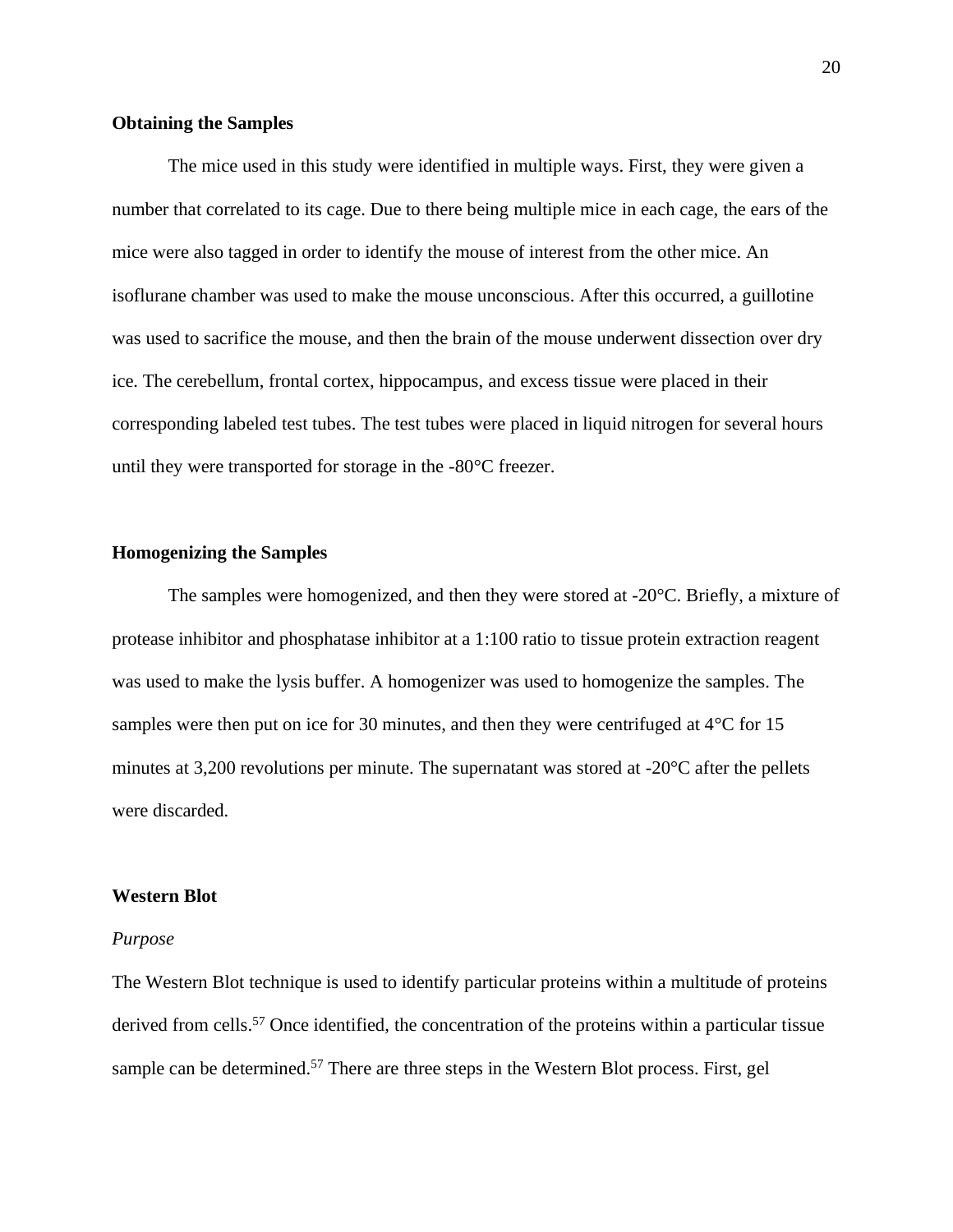**Obtaining the Samples**

The mice used in this study were identified in multiple ways. First, they were given a number that correlated to its cage. Due to there being multiple mice in each cage, the ears of the mice were also tagged in order to identify the mouse of interest from the other mice. An isoflurane chamber was used to make the mouse unconscious. After this occurred, a guillotine was used to sacrifice the mouse, and then the brain of the mouse underwent dissection over dry ice. The cerebellum, frontal cortex, hippocampus, and excess tissue were placed in their corresponding labeled test tubes. The test tubes were placed in liquid nitrogen for several hours until they were transported for storage in the -80°C freezer.

**Homogenizing the Samples**

The samples were homogenized, and then they were stored at -20°C. Briefly, a mixture of protease inhibitor and phosphatase inhibitor at a 1:100 ratio to tissue protein extraction reagent was used to make the lysis buffer. A homogenizer was used to homogenize the samples. The samples were then put on ice for 30 minutes, and then they were centrifuged at 4°C for 15 minutes at 3,200 revolutions per minute. The supernatant was stored at -20°C after the pellets were discarded.

**Western Blot**

*Purpose*

The Western Blot technique is used to identify particular proteins within a multitude of proteins derived from cells.[57] Once identified, the concentration of the proteins within a particular tissue sample can be determined.[57] There are three steps in the Western Blot process. First, gel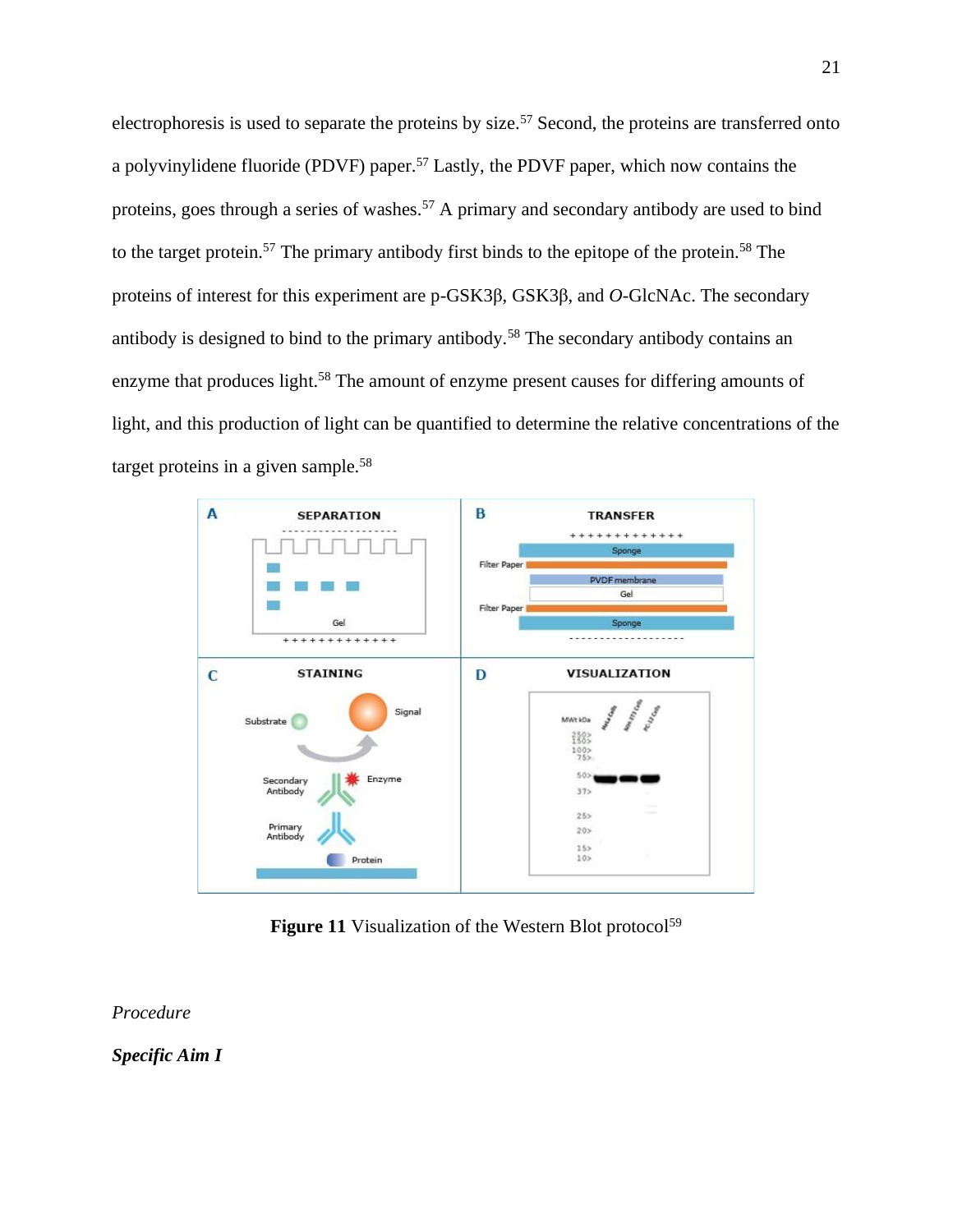electrophoresis is used to separate the proteins by size.[57] Second, the proteins are transferred onto a polyvinylidene fluoride (PDVF) paper.[57] Lastly, the PDVF paper, which now contains the proteins, goes through a series of washes.[57] A primary and secondary antibody are used to bind to the target protein.[57] The primary antibody first binds to the epitope of the protein.[58] The proteins of interest for this experiment are p-GSK3β, GSK3β, and *O*-GlcNAc. The secondary antibody is designed to bind to the primary antibody.[58] The secondary antibody contains an enzyme that produces light.[58] The amount of enzyme present causes for differing amounts of light, and this production of light can be quantified to determine the relative concentrations of the target proteins in a given sample.[58]

**Figure 11** Visualization of the Western Blot protocol[59]

*Procedure*

***Specific Aim I***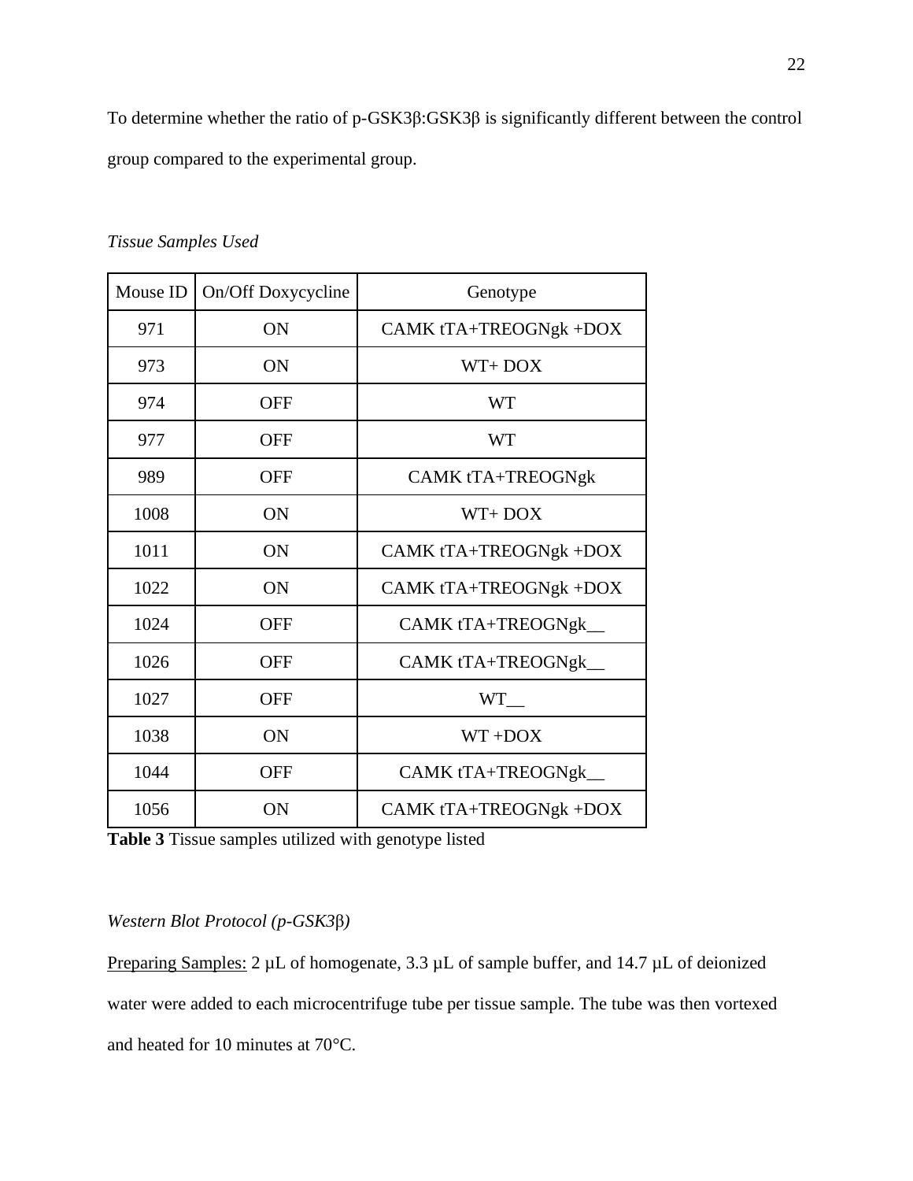To determine whether the ratio of p-GSK3β:GSK3β is significantly different between the control group compared to the experimental group.

*Tissue Samples Used*

| Mouse ID | On/Off Doxycycline | Genotype |
|---|---|---|
| 971 | ON | CAMK tTA+TREOGNgk +DOX |
| 973 | ON | WT+ DOX |
| 974 | OFF | WT |
| 977 | OFF | WT |
| 989 | OFF | CAMK tTA+TREOGNgk |
| 1008 | ON | WT+ DOX |
| 1011 | ON | CAMK tTA+TREOGNgk +DOX |
| 1022 | ON | CAMK tTA+TREOGNgk +DOX |
| 1024 | OFF | CAMK tTA+TREOGNgk__ |
| 1026 | OFF | CAMK tTA+TREOGNgk__ |
| 1027 | OFF | WT__ |
| 1038 | ON | WT +DOX |
| 1044 | OFF | CAMK tTA+TREOGNgk__ |
| 1056 | ON | CAMK tTA+TREOGNgk +DOX |

**Table 3** Tissue samples utilized with genotype listed

*Western Blot Protocol (p-GSK3β)*

<u>Preparing Samples:</u> 2 µL of homogenate, 3.3 µL of sample buffer, and 14.7 µL of deionized water were added to each microcentrifuge tube per tissue sample. The tube was then vortexed and heated for 10 minutes at 70°C.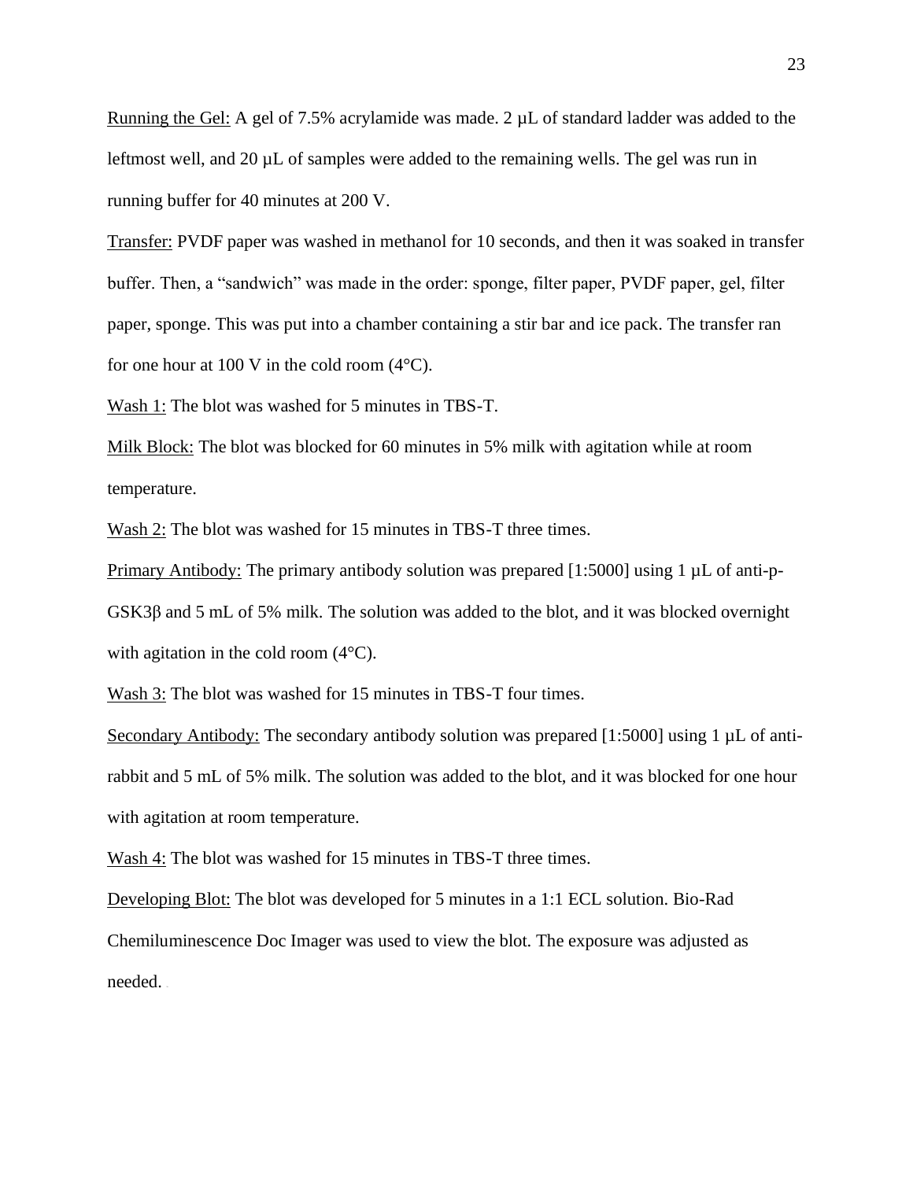<u>Running the Gel:</u> A gel of 7.5% acrylamide was made. 2 µL of standard ladder was added to the leftmost well, and 20 µL of samples were added to the remaining wells. The gel was run in running buffer for 40 minutes at 200 V.

<u>Transfer:</u> PVDF paper was washed in methanol for 10 seconds, and then it was soaked in transfer buffer. Then, a "sandwich" was made in the order: sponge, filter paper, PVDF paper, gel, filter paper, sponge. This was put into a chamber containing a stir bar and ice pack. The transfer ran for one hour at 100 V in the cold room (4°C).

<u>Wash 1:</u> The blot was washed for 5 minutes in TBS-T.

<u>Milk Block:</u> The blot was blocked for 60 minutes in 5% milk with agitation while at room temperature.

<u>Wash 2:</u> The blot was washed for 15 minutes in TBS-T three times.

<u>Primary Antibody:</u> The primary antibody solution was prepared [1:5000] using 1 µL of anti-p-GSK3β and 5 mL of 5% milk. The solution was added to the blot, and it was blocked overnight with agitation in the cold room (4°C).

<u>Wash 3:</u> The blot was washed for 15 minutes in TBS-T four times.

<u>Secondary Antibody:</u> The secondary antibody solution was prepared [1:5000] using 1 µL of anti-rabbit and 5 mL of 5% milk. The solution was added to the blot, and it was blocked for one hour with agitation at room temperature.

<u>Wash 4:</u> The blot was washed for 15 minutes in TBS-T three times.

<u>Developing Blot:</u> The blot was developed for 5 minutes in a 1:1 ECL solution. Bio-Rad Chemiluminescence Doc Imager was used to view the blot. The exposure was adjusted as needed.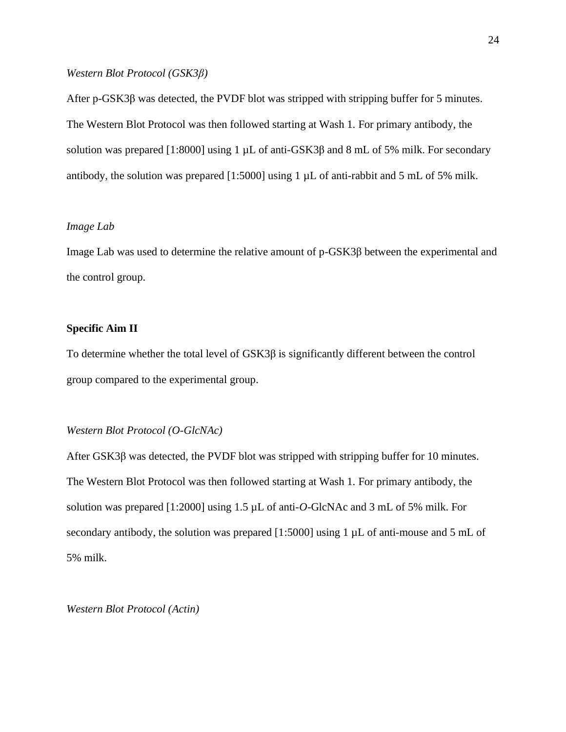*Western Blot Protocol (GSK3β)*

After p-GSK3β was detected, the PVDF blot was stripped with stripping buffer for 5 minutes. The Western Blot Protocol was then followed starting at Wash 1. For primary antibody, the solution was prepared [1:8000] using 1 µL of anti-GSK3β and 8 mL of 5% milk. For secondary antibody, the solution was prepared [1:5000] using 1 µL of anti-rabbit and 5 mL of 5% milk.

*Image Lab*

Image Lab was used to determine the relative amount of p-GSK3β between the experimental and the control group.

**Specific Aim II**

To determine whether the total level of GSK3β is significantly different between the control group compared to the experimental group.

*Western Blot Protocol (O-GlcNAc)*

After GSK3β was detected, the PVDF blot was stripped with stripping buffer for 10 minutes. The Western Blot Protocol was then followed starting at Wash 1. For primary antibody, the solution was prepared [1:2000] using 1.5 µL of anti-*O*-GlcNAc and 3 mL of 5% milk. For secondary antibody, the solution was prepared [1:5000] using 1 µL of anti-mouse and 5 mL of 5% milk.

*Western Blot Protocol (Actin)*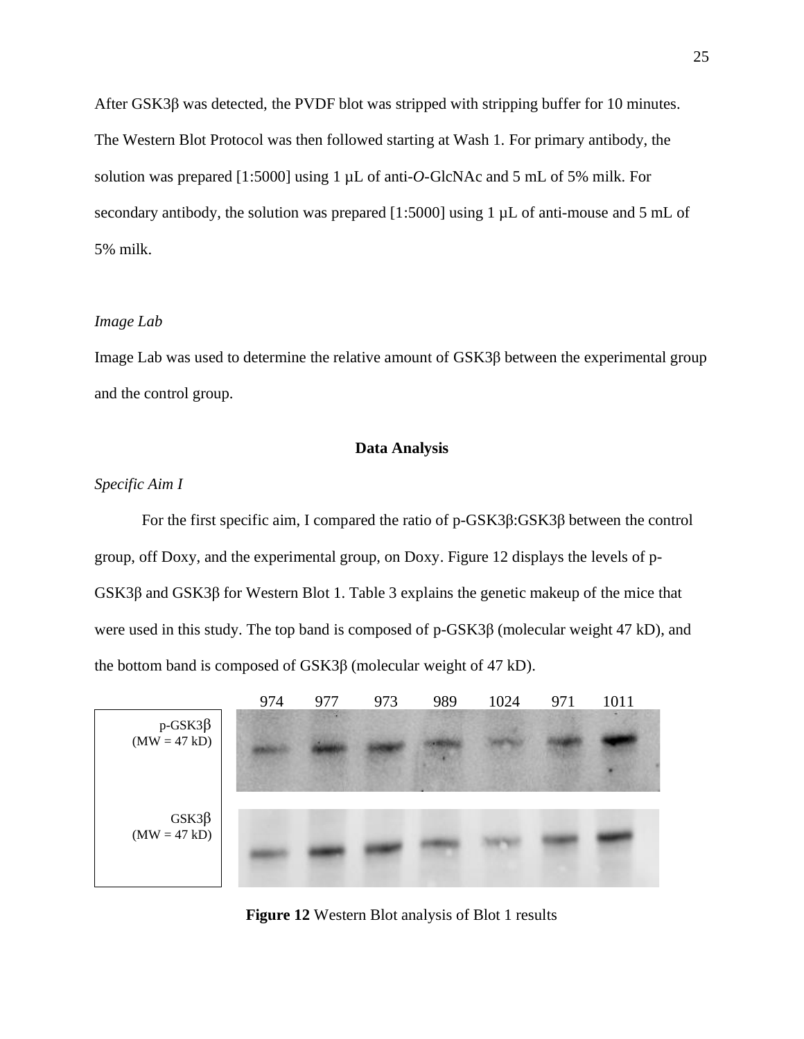After GSK3β was detected, the PVDF blot was stripped with stripping buffer for 10 minutes. The Western Blot Protocol was then followed starting at Wash 1. For primary antibody, the solution was prepared [1:5000] using 1 µL of anti-*O*-GlcNAc and 5 mL of 5% milk. For secondary antibody, the solution was prepared [1:5000] using 1 µL of anti-mouse and 5 mL of 5% milk.

*Image Lab*

Image Lab was used to determine the relative amount of GSK3β between the experimental group and the control group.

## Data Analysis

*Specific Aim I*

For the first specific aim, I compared the ratio of p-GSK3β:GSK3β between the control group, off Doxy, and the experimental group, on Doxy. Figure 12 displays the levels of p-GSK3β and GSK3β for Western Blot 1. Table 3 explains the genetic makeup of the mice that were used in this study. The top band is composed of p-GSK3β (molecular weight 47 kD), and the bottom band is composed of GSK3β (molecular weight of 47 kD).

974 977 973 989 1024 971 1011

p-GSK3β (MW = 47 kD)

GSK3β (MW = 47 kD)

**Figure 12** Western Blot analysis of Blot 1 results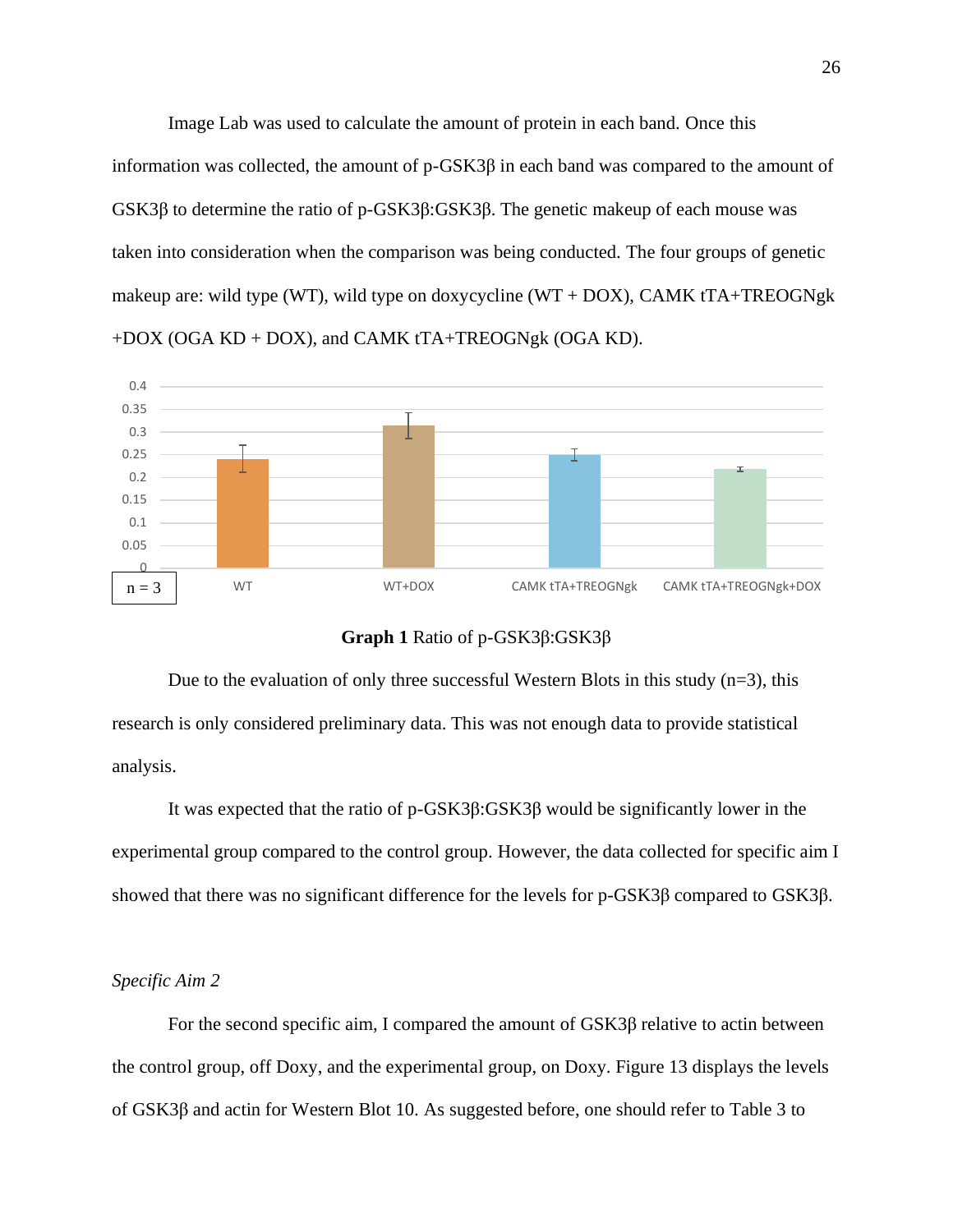Image Lab was used to calculate the amount of protein in each band. Once this information was collected, the amount of p-GSK3β in each band was compared to the amount of GSK3β to determine the ratio of p-GSK3β:GSK3β. The genetic makeup of each mouse was taken into consideration when the comparison was being conducted. The four groups of genetic makeup are: wild type (WT), wild type on doxycycline (WT + DOX), CAMK tTA+TREOGNgk +DOX (OGA KD + DOX), and CAMK tTA+TREOGNgk (OGA KD).

**Graph 1** Ratio of p-GSK3β:GSK3β

Due to the evaluation of only three successful Western Blots in this study (n=3), this research is only considered preliminary data. This was not enough data to provide statistical analysis.

It was expected that the ratio of p-GSK3β:GSK3β would be significantly lower in the experimental group compared to the control group. However, the data collected for specific aim I showed that there was no significant difference for the levels for p-GSK3β compared to GSK3β.

*Specific Aim 2*

For the second specific aim, I compared the amount of GSK3β relative to actin between the control group, off Doxy, and the experimental group, on Doxy. Figure 13 displays the levels of GSK3β and actin for Western Blot 10. As suggested before, one should refer to Table 3 to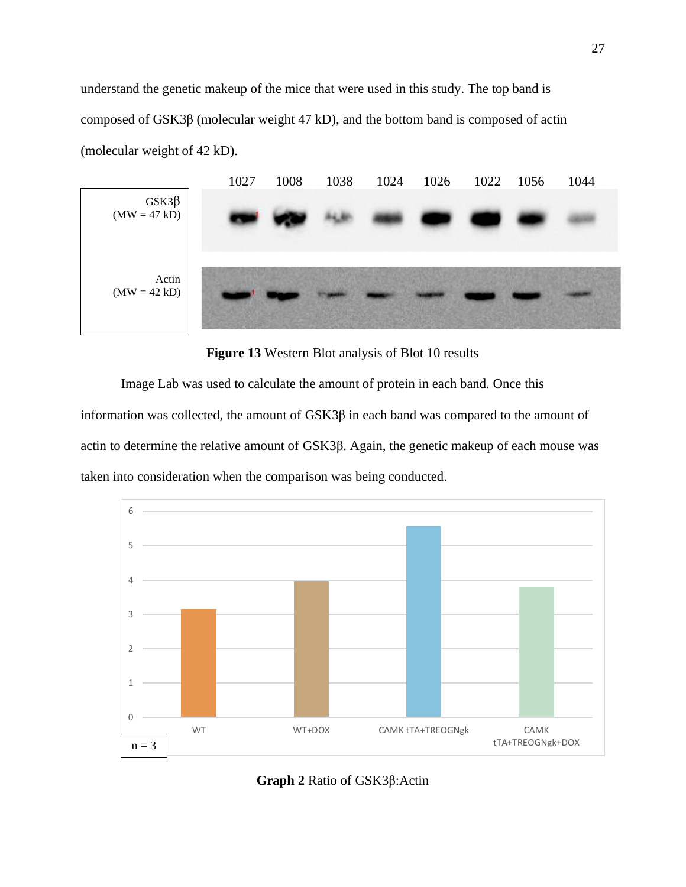understand the genetic makeup of the mice that were used in this study. The top band is composed of GSK3β (molecular weight 47 kD), and the bottom band is composed of actin (molecular weight of 42 kD).

**Figure 13** Western Blot analysis of Blot 10 results

Image Lab was used to calculate the amount of protein in each band. Once this information was collected, the amount of GSK3β in each band was compared to the amount of actin to determine the relative amount of GSK3β. Again, the genetic makeup of each mouse was taken into consideration when the comparison was being conducted.

**Graph 2** Ratio of GSK3β:Actin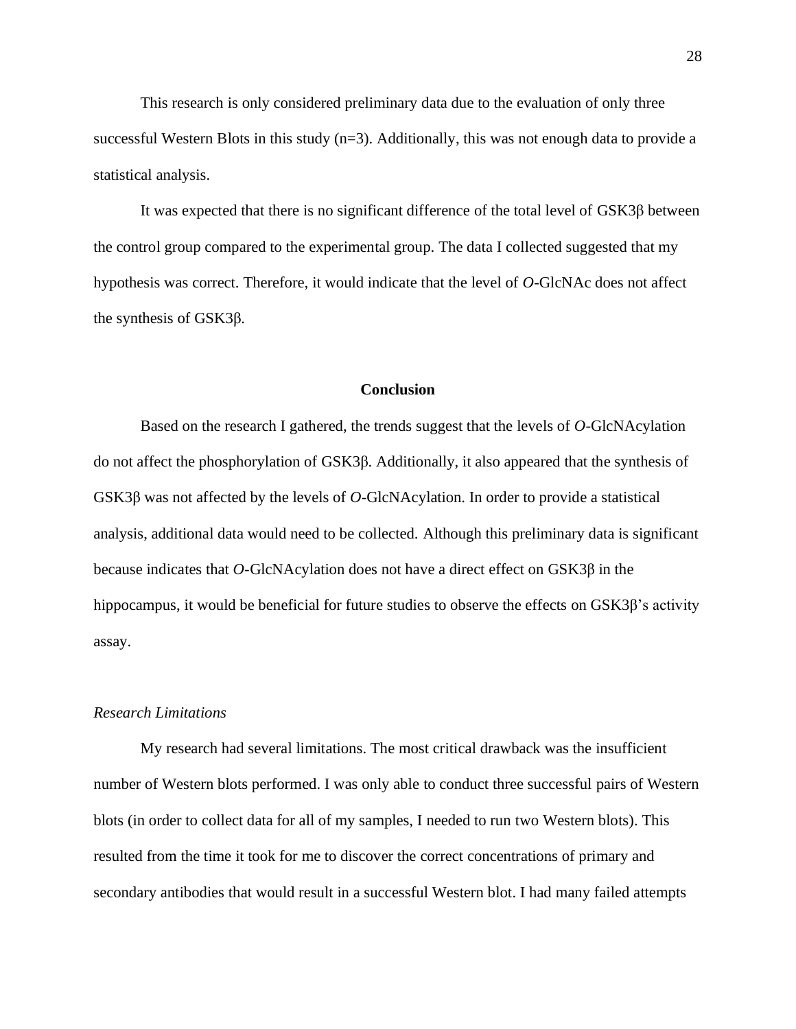This research is only considered preliminary data due to the evaluation of only three successful Western Blots in this study (n=3). Additionally, this was not enough data to provide a statistical analysis.

It was expected that there is no significant difference of the total level of GSK3β between the control group compared to the experimental group. The data I collected suggested that my hypothesis was correct. Therefore, it would indicate that the level of *O*-GlcNAc does not affect the synthesis of GSK3β.

## Conclusion

Based on the research I gathered, the trends suggest that the levels of *O*-GlcNAcylation do not affect the phosphorylation of GSK3β. Additionally, it also appeared that the synthesis of GSK3β was not affected by the levels of *O*-GlcNAcylation. In order to provide a statistical analysis, additional data would need to be collected. Although this preliminary data is significant because indicates that *O*-GlcNAcylation does not have a direct effect on GSK3β in the hippocampus, it would be beneficial for future studies to observe the effects on GSK3β's activity assay.

### *Research Limitations*

My research had several limitations. The most critical drawback was the insufficient number of Western blots performed. I was only able to conduct three successful pairs of Western blots (in order to collect data for all of my samples, I needed to run two Western blots). This resulted from the time it took for me to discover the correct concentrations of primary and secondary antibodies that would result in a successful Western blot. I had many failed attempts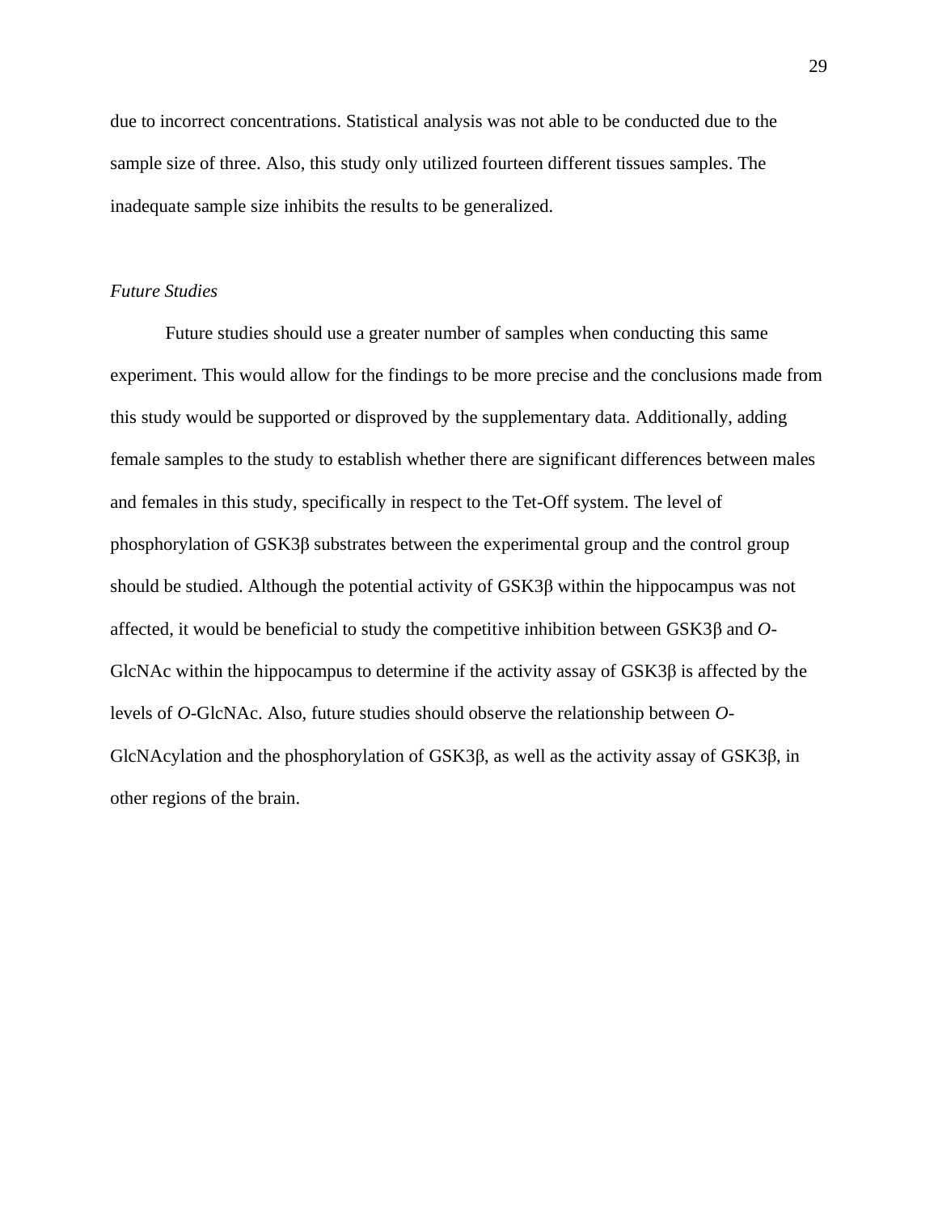due to incorrect concentrations. Statistical analysis was not able to be conducted due to the sample size of three. Also, this study only utilized fourteen different tissues samples. The inadequate sample size inhibits the results to be generalized.

*Future Studies*

Future studies should use a greater number of samples when conducting this same experiment. This would allow for the findings to be more precise and the conclusions made from this study would be supported or disproved by the supplementary data. Additionally, adding female samples to the study to establish whether there are significant differences between males and females in this study, specifically in respect to the Tet-Off system. The level of phosphorylation of GSK3β substrates between the experimental group and the control group should be studied. Although the potential activity of GSK3β within the hippocampus was not affected, it would be beneficial to study the competitive inhibition between GSK3β and *O*-GlcNAc within the hippocampus to determine if the activity assay of GSK3β is affected by the levels of *O*-GlcNAc. Also, future studies should observe the relationship between *O*-GlcNAcylation and the phosphorylation of GSK3β, as well as the activity assay of GSK3β, in other regions of the brain.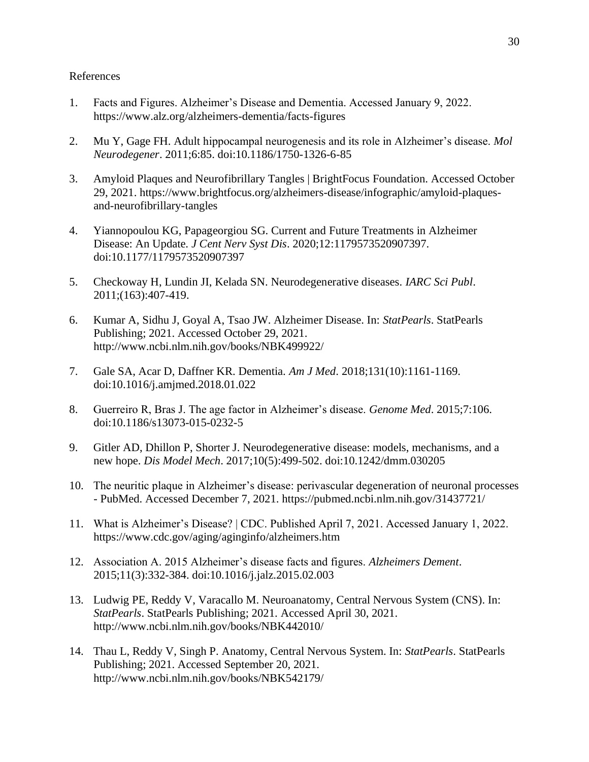References

1. Facts and Figures. Alzheimer's Disease and Dementia. Accessed January 9, 2022. https://www.alz.org/alzheimers-dementia/facts-figures

2. Mu Y, Gage FH. Adult hippocampal neurogenesis and its role in Alzheimer's disease. *Mol Neurodegener*. 2011;6:85. doi:10.1186/1750-1326-6-85

3. Amyloid Plaques and Neurofibrillary Tangles | BrightFocus Foundation. Accessed October 29, 2021. https://www.brightfocus.org/alzheimers-disease/infographic/amyloid-plaques-and-neurofibrillary-tangles

4. Yiannopoulou KG, Papageorgiou SG. Current and Future Treatments in Alzheimer Disease: An Update. *J Cent Nerv Syst Dis*. 2020;12:1179573520907397. doi:10.1177/1179573520907397

5. Checkoway H, Lundin JI, Kelada SN. Neurodegenerative diseases. *IARC Sci Publ*. 2011;(163):407-419.

6. Kumar A, Sidhu J, Goyal A, Tsao JW. Alzheimer Disease. In: *StatPearls*. StatPearls Publishing; 2021. Accessed October 29, 2021. http://www.ncbi.nlm.nih.gov/books/NBK499922/

7. Gale SA, Acar D, Daffner KR. Dementia. *Am J Med*. 2018;131(10):1161-1169. doi:10.1016/j.amjmed.2018.01.022

8. Guerreiro R, Bras J. The age factor in Alzheimer's disease. *Genome Med*. 2015;7:106. doi:10.1186/s13073-015-0232-5

9. Gitler AD, Dhillon P, Shorter J. Neurodegenerative disease: models, mechanisms, and a new hope. *Dis Model Mech*. 2017;10(5):499-502. doi:10.1242/dmm.030205

10. The neuritic plaque in Alzheimer's disease: perivascular degeneration of neuronal processes - PubMed. Accessed December 7, 2021. https://pubmed.ncbi.nlm.nih.gov/31437721/

11. What is Alzheimer's Disease? | CDC. Published April 7, 2021. Accessed January 1, 2022. https://www.cdc.gov/aging/aginginfo/alzheimers.htm

12. Association A. 2015 Alzheimer's disease facts and figures. *Alzheimers Dement*. 2015;11(3):332-384. doi:10.1016/j.jalz.2015.02.003

13. Ludwig PE, Reddy V, Varacallo M. Neuroanatomy, Central Nervous System (CNS). In: *StatPearls*. StatPearls Publishing; 2021. Accessed April 30, 2021. http://www.ncbi.nlm.nih.gov/books/NBK442010/

14. Thau L, Reddy V, Singh P. Anatomy, Central Nervous System. In: *StatPearls*. StatPearls Publishing; 2021. Accessed September 20, 2021. http://www.ncbi.nlm.nih.gov/books/NBK542179/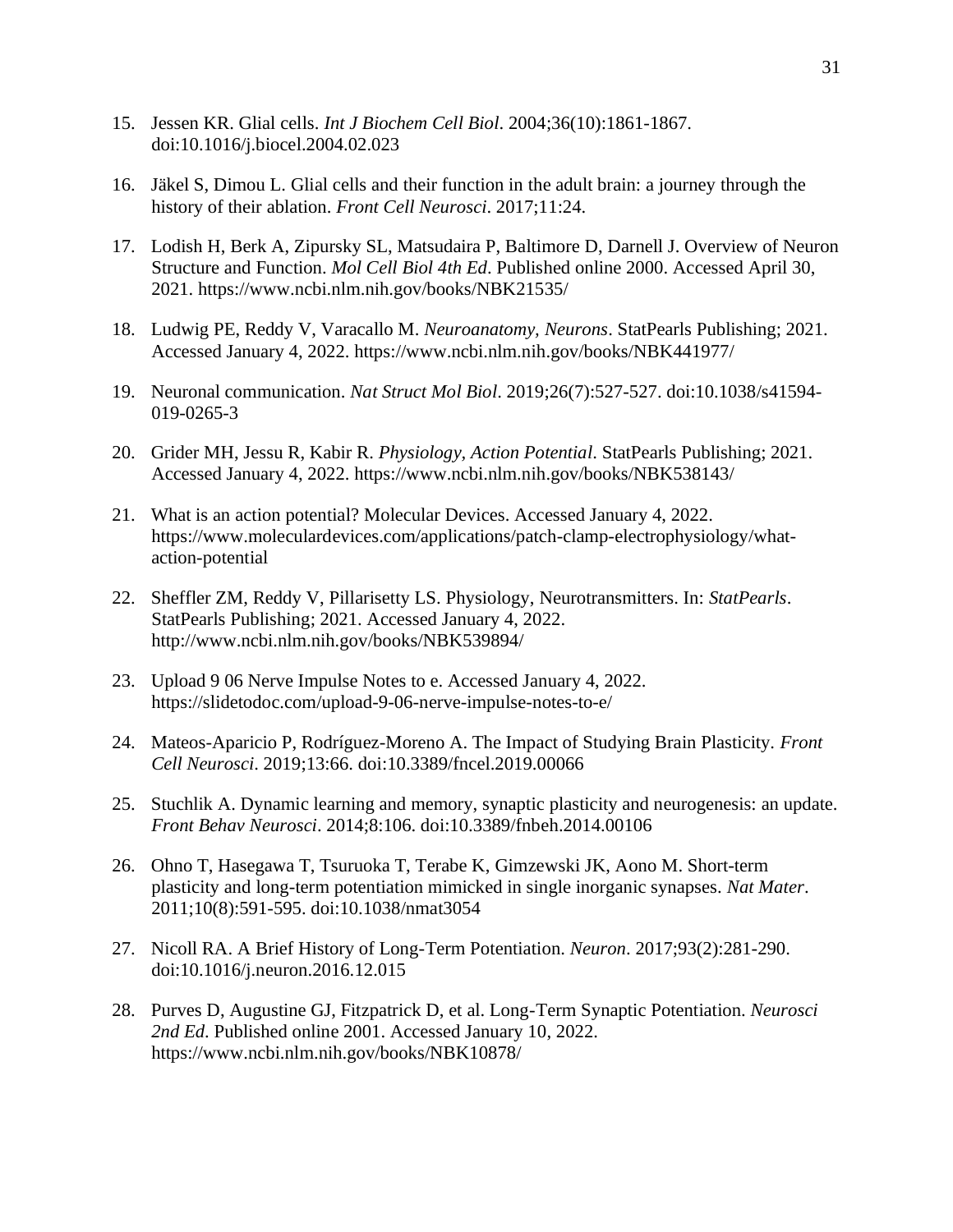15. Jessen KR. Glial cells. *Int J Biochem Cell Biol*. 2004;36(10):1861-1867. doi:10.1016/j.biocel.2004.02.023

16. Jäkel S, Dimou L. Glial cells and their function in the adult brain: a journey through the history of their ablation. *Front Cell Neurosci*. 2017;11:24.

17. Lodish H, Berk A, Zipursky SL, Matsudaira P, Baltimore D, Darnell J. Overview of Neuron Structure and Function. *Mol Cell Biol 4th Ed*. Published online 2000. Accessed April 30, 2021. https://www.ncbi.nlm.nih.gov/books/NBK21535/

18. Ludwig PE, Reddy V, Varacallo M. *Neuroanatomy, Neurons*. StatPearls Publishing; 2021. Accessed January 4, 2022. https://www.ncbi.nlm.nih.gov/books/NBK441977/

19. Neuronal communication. *Nat Struct Mol Biol*. 2019;26(7):527-527. doi:10.1038/s41594-019-0265-3

20. Grider MH, Jessu R, Kabir R. *Physiology, Action Potential*. StatPearls Publishing; 2021. Accessed January 4, 2022. https://www.ncbi.nlm.nih.gov/books/NBK538143/

21. What is an action potential? Molecular Devices. Accessed January 4, 2022. https://www.moleculardevices.com/applications/patch-clamp-electrophysiology/what-action-potential

22. Sheffler ZM, Reddy V, Pillarisetty LS. Physiology, Neurotransmitters. In: *StatPearls*. StatPearls Publishing; 2021. Accessed January 4, 2022. http://www.ncbi.nlm.nih.gov/books/NBK539894/

23. Upload 9 06 Nerve Impulse Notes to e. Accessed January 4, 2022. https://slidetodoc.com/upload-9-06-nerve-impulse-notes-to-e/

24. Mateos-Aparicio P, Rodríguez-Moreno A. The Impact of Studying Brain Plasticity. *Front Cell Neurosci*. 2019;13:66. doi:10.3389/fncel.2019.00066

25. Stuchlik A. Dynamic learning and memory, synaptic plasticity and neurogenesis: an update. *Front Behav Neurosci*. 2014;8:106. doi:10.3389/fnbeh.2014.00106

26. Ohno T, Hasegawa T, Tsuruoka T, Terabe K, Gimzewski JK, Aono M. Short-term plasticity and long-term potentiation mimicked in single inorganic synapses. *Nat Mater*. 2011;10(8):591-595. doi:10.1038/nmat3054

27. Nicoll RA. A Brief History of Long-Term Potentiation. *Neuron*. 2017;93(2):281-290. doi:10.1016/j.neuron.2016.12.015

28. Purves D, Augustine GJ, Fitzpatrick D, et al. Long-Term Synaptic Potentiation. *Neurosci 2nd Ed*. Published online 2001. Accessed January 10, 2022. https://www.ncbi.nlm.nih.gov/books/NBK10878/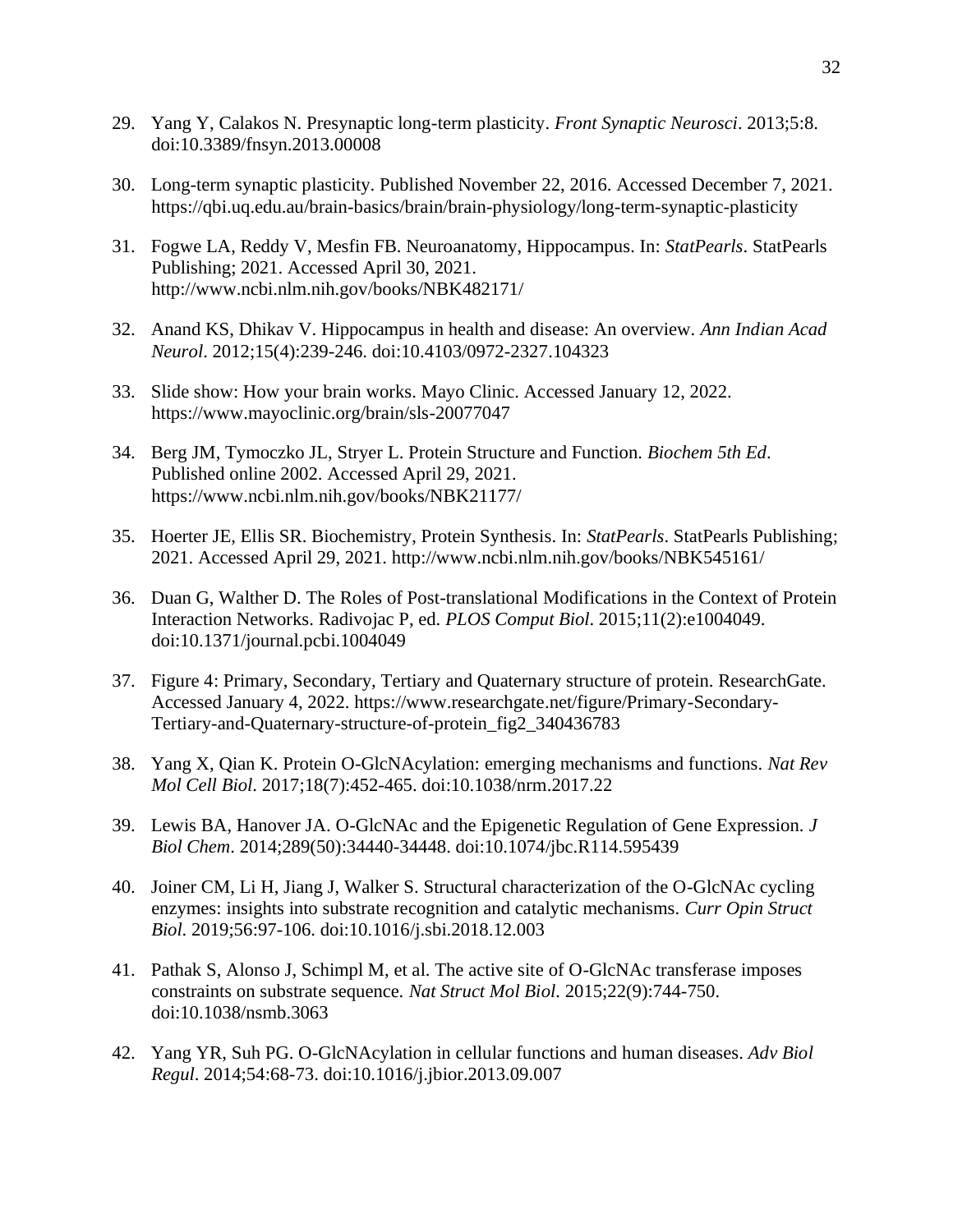29. Yang Y, Calakos N. Presynaptic long-term plasticity. *Front Synaptic Neurosci*. 2013;5:8. doi:10.3389/fnsyn.2013.00008

30. Long-term synaptic plasticity. Published November 22, 2016. Accessed December 7, 2021. https://qbi.uq.edu.au/brain-basics/brain/brain-physiology/long-term-synaptic-plasticity

31. Fogwe LA, Reddy V, Mesfin FB. Neuroanatomy, Hippocampus. In: *StatPearls*. StatPearls Publishing; 2021. Accessed April 30, 2021. http://www.ncbi.nlm.nih.gov/books/NBK482171/

32. Anand KS, Dhikav V. Hippocampus in health and disease: An overview. *Ann Indian Acad Neurol*. 2012;15(4):239-246. doi:10.4103/0972-2327.104323

33. Slide show: How your brain works. Mayo Clinic. Accessed January 12, 2022. https://www.mayoclinic.org/brain/sls-20077047

34. Berg JM, Tymoczko JL, Stryer L. Protein Structure and Function. *Biochem 5th Ed*. Published online 2002. Accessed April 29, 2021. https://www.ncbi.nlm.nih.gov/books/NBK21177/

35. Hoerter JE, Ellis SR. Biochemistry, Protein Synthesis. In: *StatPearls*. StatPearls Publishing; 2021. Accessed April 29, 2021. http://www.ncbi.nlm.nih.gov/books/NBK545161/

36. Duan G, Walther D. The Roles of Post-translational Modifications in the Context of Protein Interaction Networks. Radivojac P, ed. *PLOS Comput Biol*. 2015;11(2):e1004049. doi:10.1371/journal.pcbi.1004049

37. Figure 4: Primary, Secondary, Tertiary and Quaternary structure of protein. ResearchGate. Accessed January 4, 2022. https://www.researchgate.net/figure/Primary-Secondary-Tertiary-and-Quaternary-structure-of-protein_fig2_340436783

38. Yang X, Qian K. Protein O-GlcNAcylation: emerging mechanisms and functions. *Nat Rev Mol Cell Biol*. 2017;18(7):452-465. doi:10.1038/nrm.2017.22

39. Lewis BA, Hanover JA. O-GlcNAc and the Epigenetic Regulation of Gene Expression. *J Biol Chem*. 2014;289(50):34440-34448. doi:10.1074/jbc.R114.595439

40. Joiner CM, Li H, Jiang J, Walker S. Structural characterization of the O-GlcNAc cycling enzymes: insights into substrate recognition and catalytic mechanisms. *Curr Opin Struct Biol*. 2019;56:97-106. doi:10.1016/j.sbi.2018.12.003

41. Pathak S, Alonso J, Schimpl M, et al. The active site of O-GlcNAc transferase imposes constraints on substrate sequence. *Nat Struct Mol Biol*. 2015;22(9):744-750. doi:10.1038/nsmb.3063

42. Yang YR, Suh PG. O-GlcNAcylation in cellular functions and human diseases. *Adv Biol Regul*. 2014;54:68-73. doi:10.1016/j.jbior.2013.09.007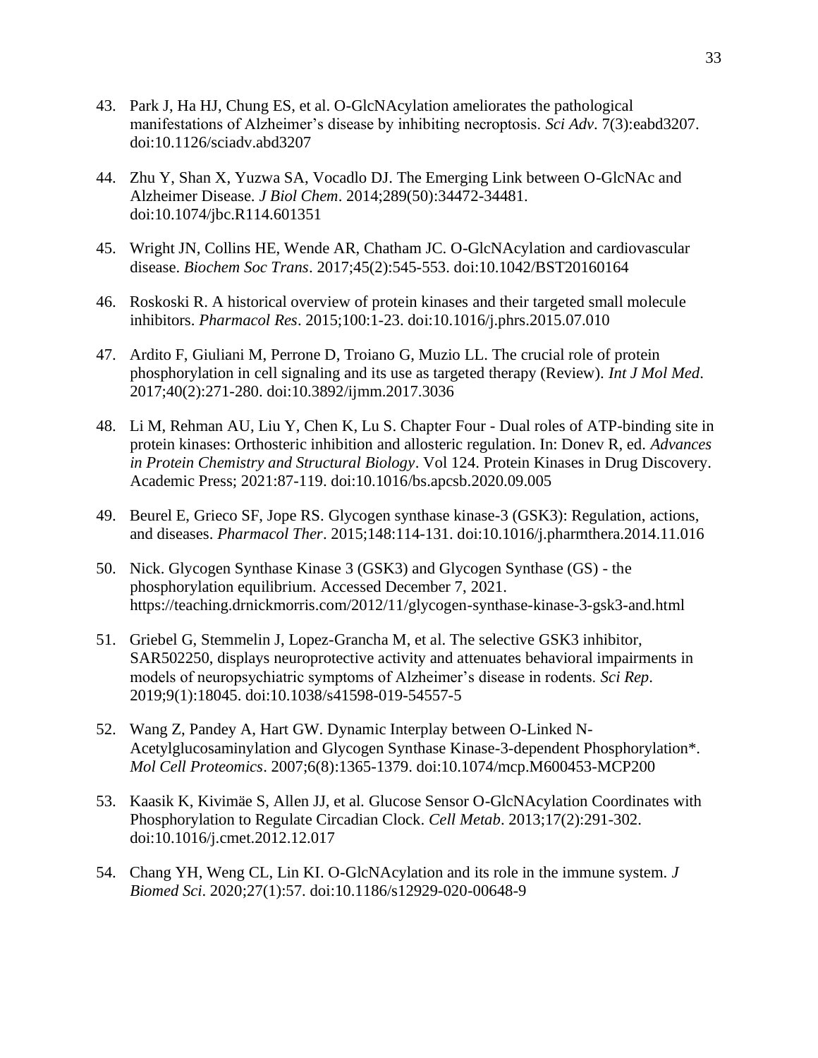43. Park J, Ha HJ, Chung ES, et al. O-GlcNAcylation ameliorates the pathological manifestations of Alzheimer's disease by inhibiting necroptosis. *Sci Adv*. 7(3):eabd3207. doi:10.1126/sciadv.abd3207

44. Zhu Y, Shan X, Yuzwa SA, Vocadlo DJ. The Emerging Link between O-GlcNAc and Alzheimer Disease. *J Biol Chem*. 2014;289(50):34472-34481. doi:10.1074/jbc.R114.601351

45. Wright JN, Collins HE, Wende AR, Chatham JC. O-GlcNAcylation and cardiovascular disease. *Biochem Soc Trans*. 2017;45(2):545-553. doi:10.1042/BST20160164

46. Roskoski R. A historical overview of protein kinases and their targeted small molecule inhibitors. *Pharmacol Res*. 2015;100:1-23. doi:10.1016/j.phrs.2015.07.010

47. Ardito F, Giuliani M, Perrone D, Troiano G, Muzio LL. The crucial role of protein phosphorylation in cell signaling and its use as targeted therapy (Review). *Int J Mol Med*. 2017;40(2):271-280. doi:10.3892/ijmm.2017.3036

48. Li M, Rehman AU, Liu Y, Chen K, Lu S. Chapter Four - Dual roles of ATP-binding site in protein kinases: Orthosteric inhibition and allosteric regulation. In: Donev R, ed. *Advances in Protein Chemistry and Structural Biology*. Vol 124. Protein Kinases in Drug Discovery. Academic Press; 2021:87-119. doi:10.1016/bs.apcsb.2020.09.005

49. Beurel E, Grieco SF, Jope RS. Glycogen synthase kinase-3 (GSK3): Regulation, actions, and diseases. *Pharmacol Ther*. 2015;148:114-131. doi:10.1016/j.pharmthera.2014.11.016

50. Nick. Glycogen Synthase Kinase 3 (GSK3) and Glycogen Synthase (GS) - the phosphorylation equilibrium. Accessed December 7, 2021. https://teaching.drnickmorris.com/2012/11/glycogen-synthase-kinase-3-gsk3-and.html

51. Griebel G, Stemmelin J, Lopez-Grancha M, et al. The selective GSK3 inhibitor, SAR502250, displays neuroprotective activity and attenuates behavioral impairments in models of neuropsychiatric symptoms of Alzheimer's disease in rodents. *Sci Rep*. 2019;9(1):18045. doi:10.1038/s41598-019-54557-5

52. Wang Z, Pandey A, Hart GW. Dynamic Interplay between O-Linked N-Acetylglucosaminylation and Glycogen Synthase Kinase-3-dependent Phosphorylation*. *Mol Cell Proteomics*. 2007;6(8):1365-1379. doi:10.1074/mcp.M600453-MCP200

53. Kaasik K, Kivimäe S, Allen JJ, et al. Glucose Sensor O-GlcNAcylation Coordinates with Phosphorylation to Regulate Circadian Clock. *Cell Metab*. 2013;17(2):291-302. doi:10.1016/j.cmet.2012.12.017

54. Chang YH, Weng CL, Lin KI. O-GlcNAcylation and its role in the immune system. *J Biomed Sci*. 2020;27(1):57. doi:10.1186/s12929-020-00648-9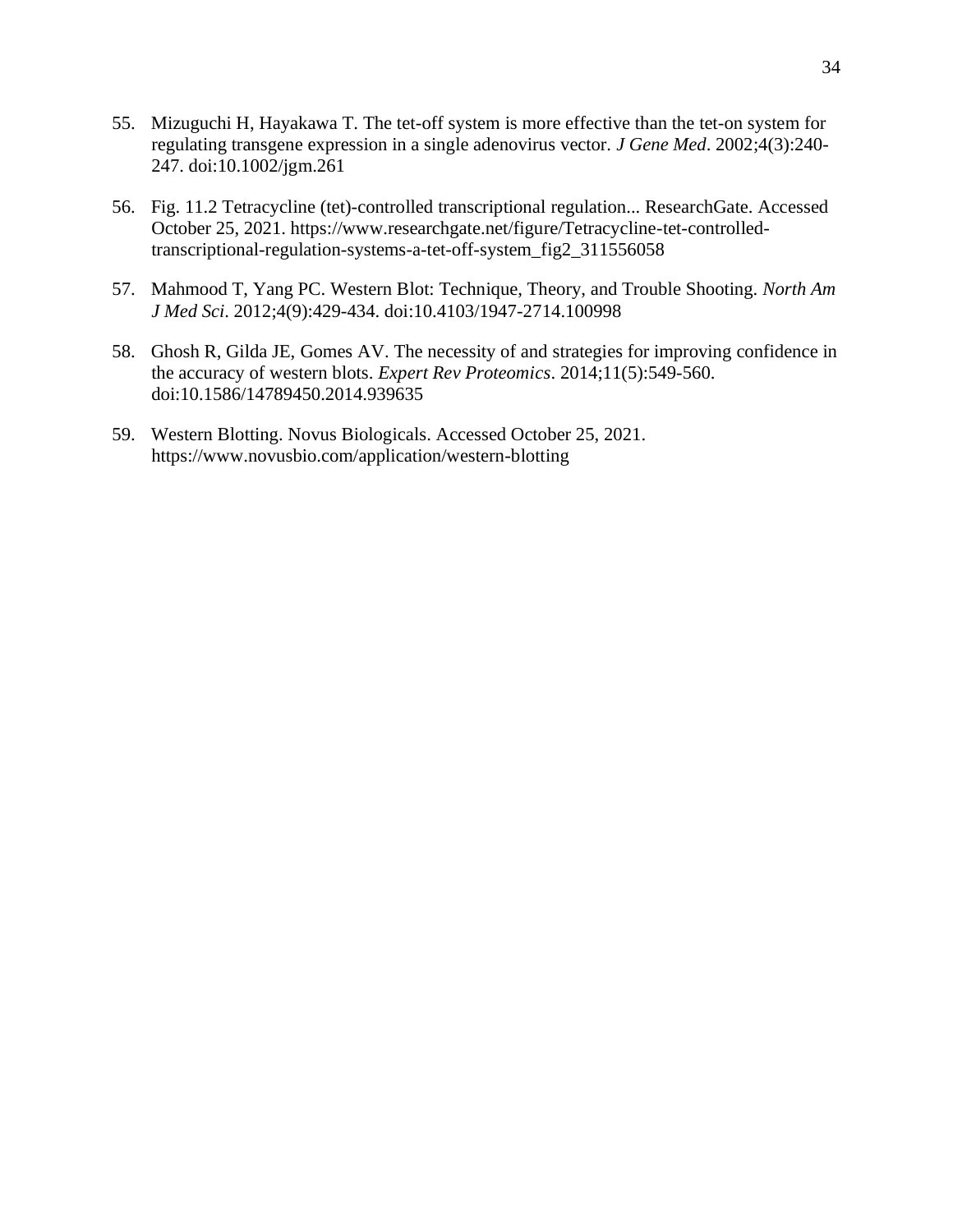55. Mizuguchi H, Hayakawa T. The tet-off system is more effective than the tet-on system for regulating transgene expression in a single adenovirus vector. *J Gene Med*. 2002;4(3):240-247. doi:10.1002/jgm.261

56. Fig. 11.2 Tetracycline (tet)-controlled transcriptional regulation... ResearchGate. Accessed October 25, 2021. https://www.researchgate.net/figure/Tetracycline-tet-controlled-transcriptional-regulation-systems-a-tet-off-system_fig2_311556058

57. Mahmood T, Yang PC. Western Blot: Technique, Theory, and Trouble Shooting. *North Am J Med Sci*. 2012;4(9):429-434. doi:10.4103/1947-2714.100998

58. Ghosh R, Gilda JE, Gomes AV. The necessity of and strategies for improving confidence in the accuracy of western blots. *Expert Rev Proteomics*. 2014;11(5):549-560. doi:10.1586/14789450.2014.939635

59. Western Blotting. Novus Biologicals. Accessed October 25, 2021. https://www.novusbio.com/application/western-blotting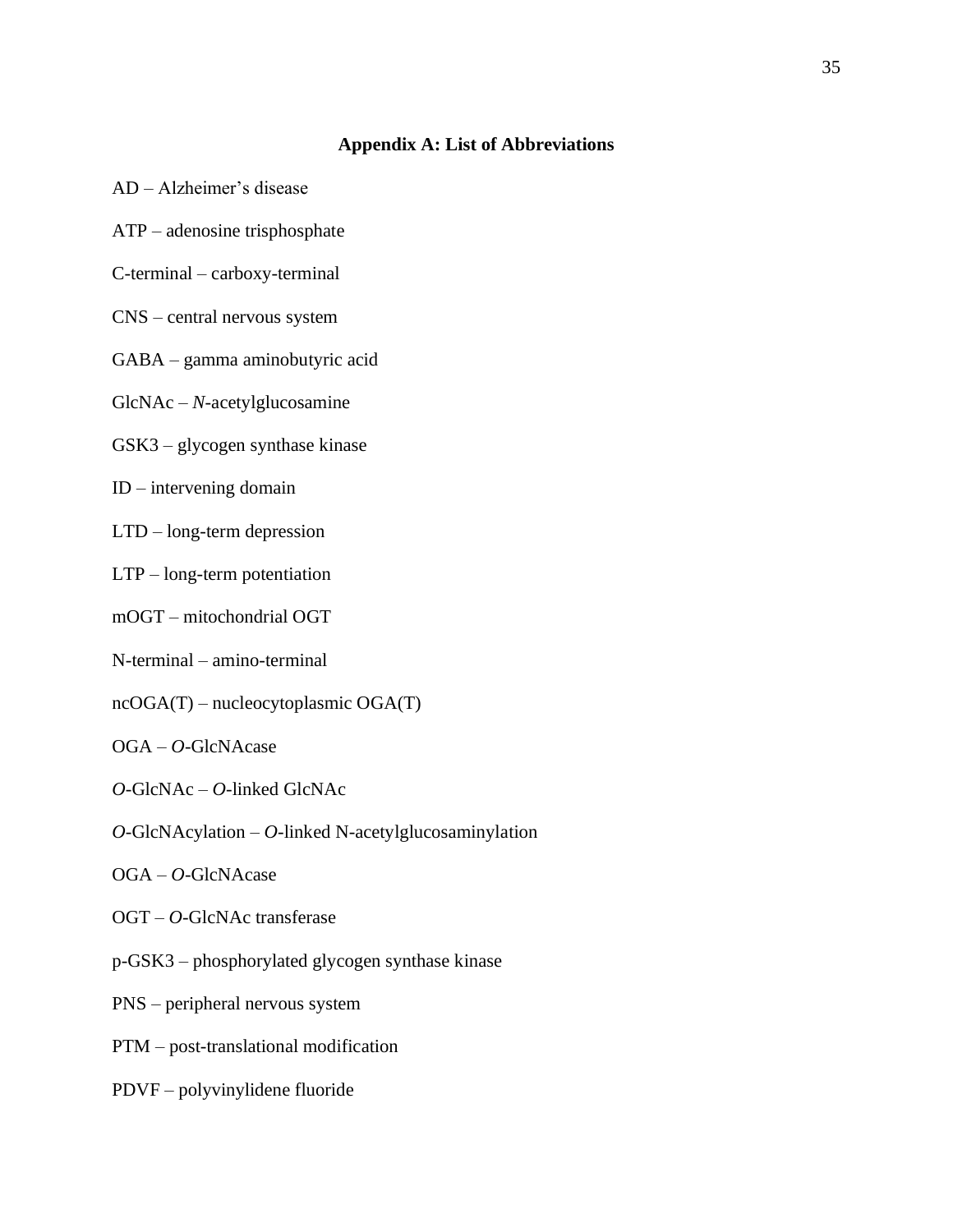## Appendix A: List of Abbreviations

AD – Alzheimer's disease

ATP – adenosine trisphosphate

C-terminal – carboxy-terminal

CNS – central nervous system

GABA – gamma aminobutyric acid

GlcNAc – *N*-acetylglucosamine

GSK3 – glycogen synthase kinase

ID – intervening domain

LTD – long-term depression

LTP – long-term potentiation

mOGT – mitochondrial OGT

N-terminal – amino-terminal

ncOGA(T) – nucleocytoplasmic OGA(T)

OGA – *O*-GlcNAcase

*O*-GlcNAc – *O*-linked GlcNAc

*O*-GlcNAcylation – *O*-linked N-acetylglucosaminylation

OGA – *O*-GlcNAcase

OGT – *O*-GlcNAc transferase

p-GSK3 – phosphorylated glycogen synthase kinase

PNS – peripheral nervous system

PTM – post-translational modification

PDVF – polyvinylidene fluoride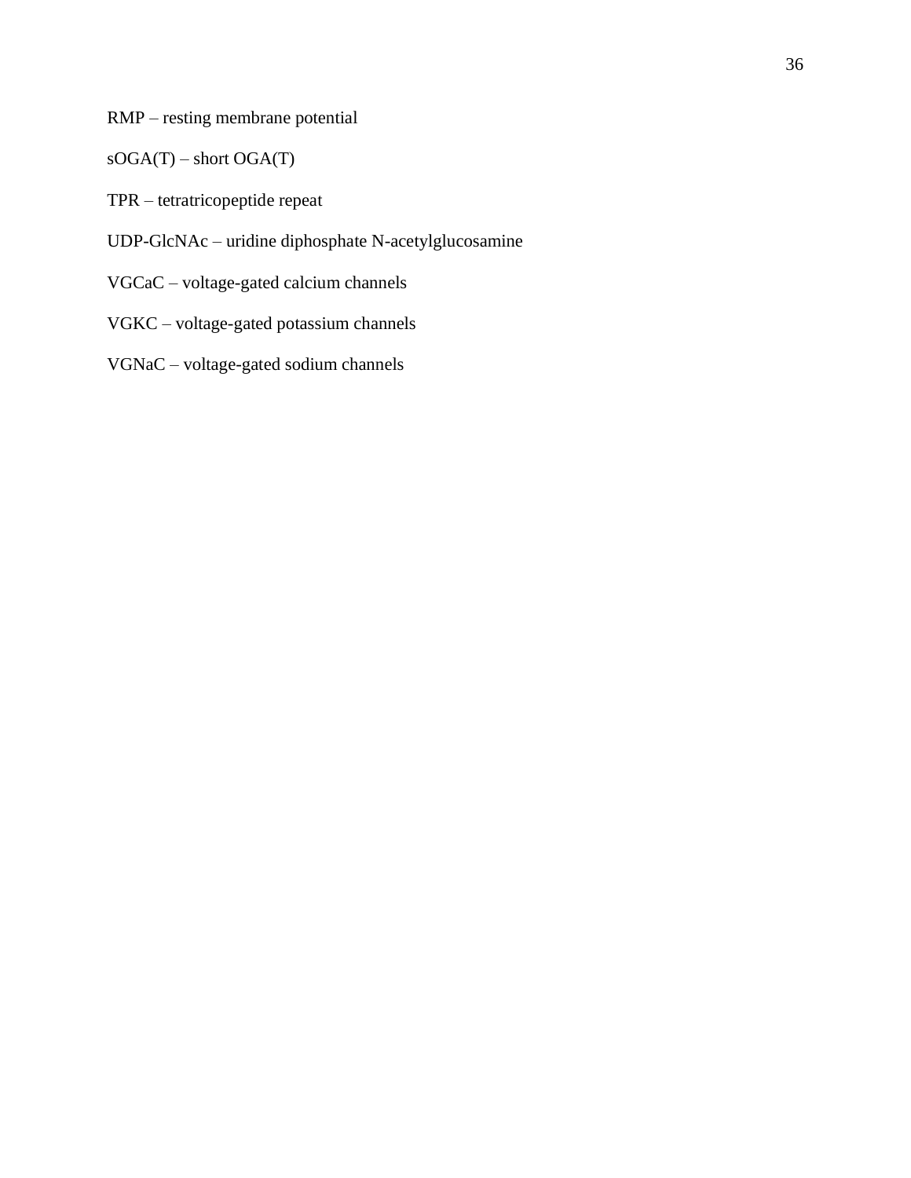RMP – resting membrane potential

sOGA(T) – short OGA(T)

TPR – tetratricopeptide repeat

UDP-GlcNAc – uridine diphosphate N-acetylglucosamine

VGCaC – voltage-gated calcium channels

VGKC – voltage-gated potassium channels

VGNaC – voltage-gated sodium channels